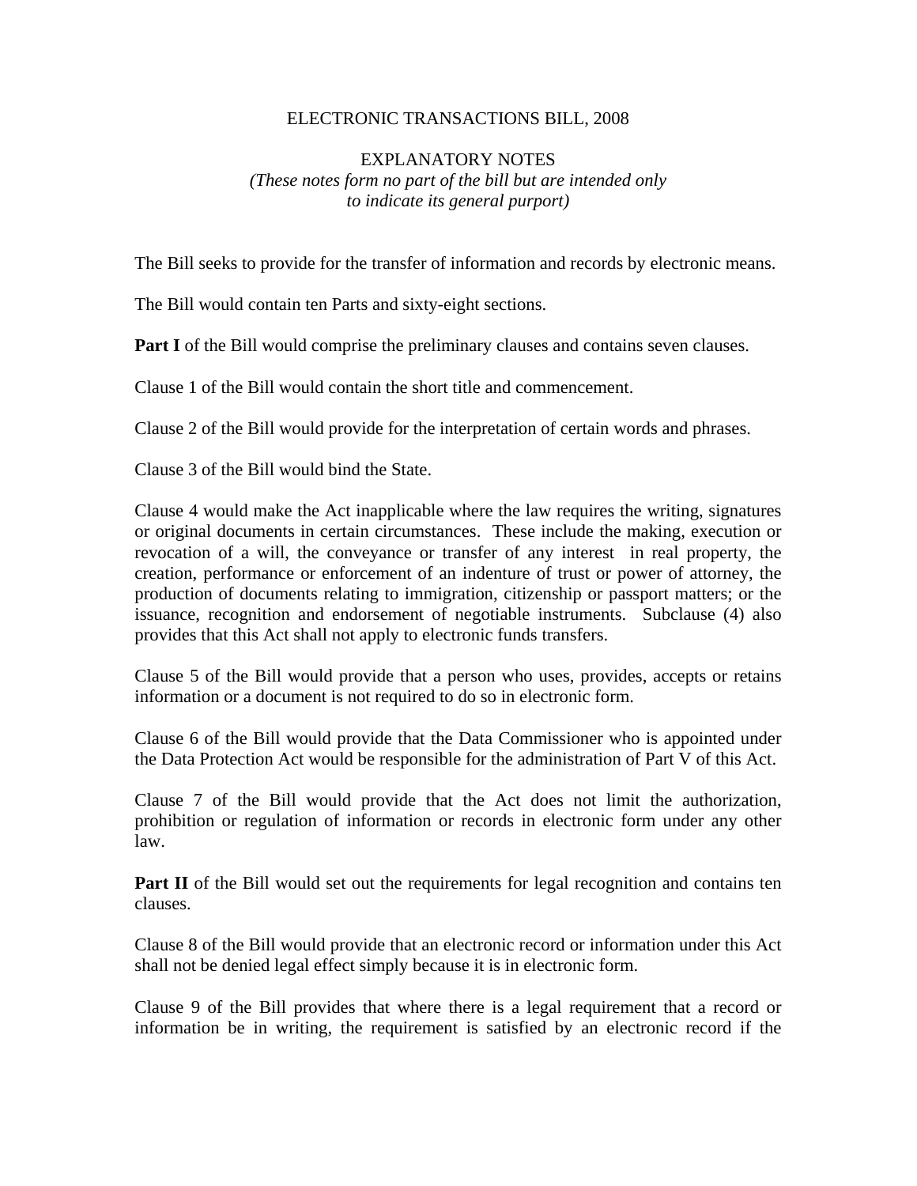# ELECTRONIC TRANSACTIONS BILL, 2008

## EXPLANATORY NOTES

*(These notes form no part of the bill but are intended only to indicate its general purport)*

The Bill seeks to provide for the transfer of information and records by electronic means.

The Bill would contain ten Parts and sixty-eight sections.

**Part I** of the Bill would comprise the preliminary clauses and contains seven clauses.

Clause 1 of the Bill would contain the short title and commencement.

Clause 2 of the Bill would provide for the interpretation of certain words and phrases.

Clause 3 of the Bill would bind the State.

Clause 4 would make the Act inapplicable where the law requires the writing, signatures or original documents in certain circumstances. These include the making, execution or revocation of a will, the conveyance or transfer of any interest in real property, the creation, performance or enforcement of an indenture of trust or power of attorney, the production of documents relating to immigration, citizenship or passport matters; or the issuance, recognition and endorsement of negotiable instruments. Subclause (4) also provides that this Act shall not apply to electronic funds transfers.

Clause 5 of the Bill would provide that a person who uses, provides, accepts or retains information or a document is not required to do so in electronic form.

Clause 6 of the Bill would provide that the Data Commissioner who is appointed under the Data Protection Act would be responsible for the administration of Part V of this Act.

Clause 7 of the Bill would provide that the Act does not limit the authorization, prohibition or regulation of information or records in electronic form under any other law.

**Part II** of the Bill would set out the requirements for legal recognition and contains ten clauses.

Clause 8 of the Bill would provide that an electronic record or information under this Act shall not be denied legal effect simply because it is in electronic form.

Clause 9 of the Bill provides that where there is a legal requirement that a record or information be in writing, the requirement is satisfied by an electronic record if the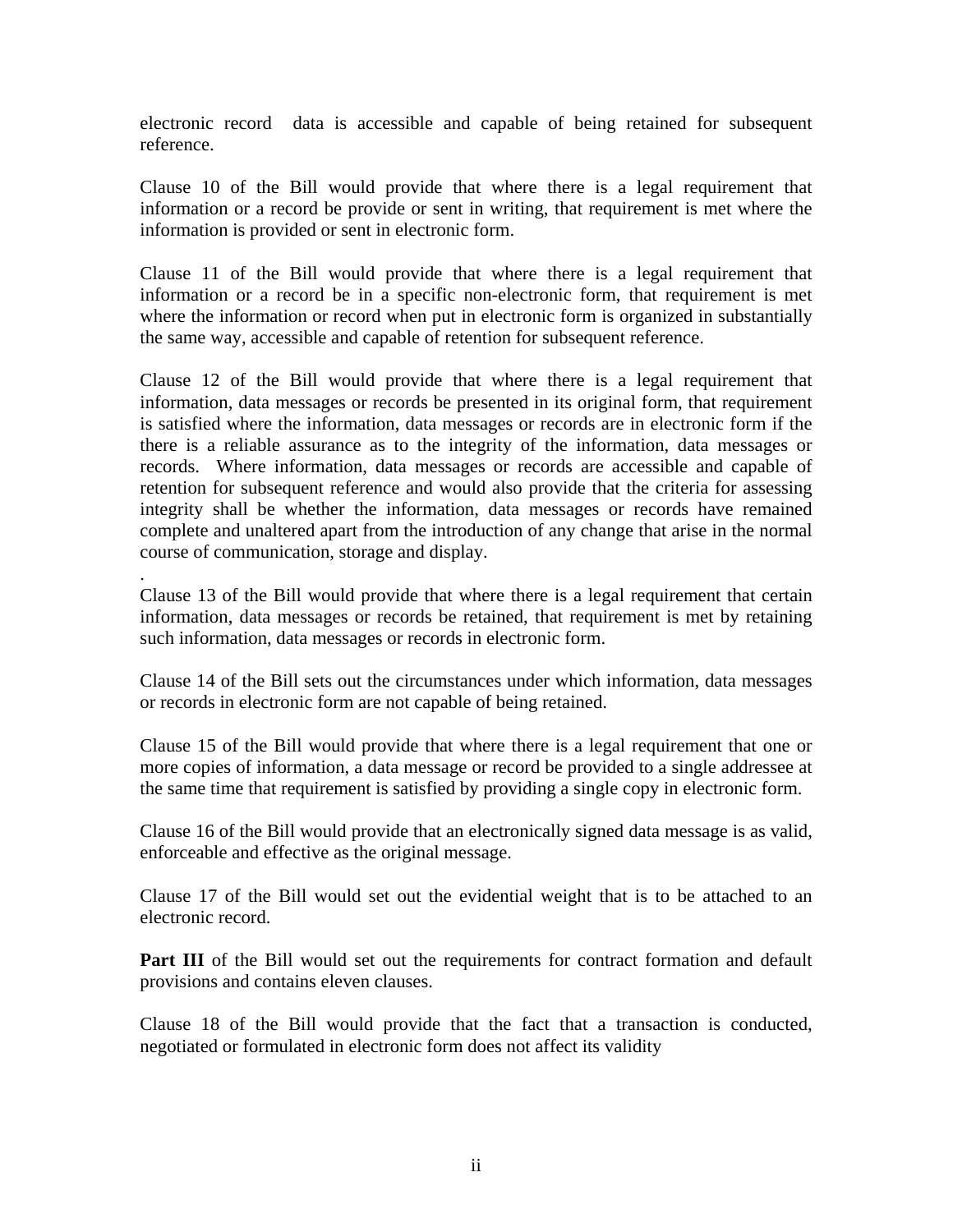electronic record data is accessible and capable of being retained for subsequent reference.

Clause 10 of the Bill would provide that where there is a legal requirement that information or a record be provide or sent in writing, that requirement is met where the information is provided or sent in electronic form.

Clause 11 of the Bill would provide that where there is a legal requirement that information or a record be in a specific non-electronic form, that requirement is met where the information or record when put in electronic form is organized in substantially the same way, accessible and capable of retention for subsequent reference.

Clause 12 of the Bill would provide that where there is a legal requirement that information, data messages or records be presented in its original form, that requirement is satisfied where the information, data messages or records are in electronic form if the there is a reliable assurance as to the integrity of the information, data messages or records. Where information, data messages or records are accessible and capable of retention for subsequent reference and would also provide that the criteria for assessing integrity shall be whether the information, data messages or records have remained complete and unaltered apart from the introduction of any change that arise in the normal course of communication, storage and display.

.

Clause 13 of the Bill would provide that where there is a legal requirement that certain information, data messages or records be retained, that requirement is met by retaining such information, data messages or records in electronic form.

Clause 14 of the Bill sets out the circumstances under which information, data messages or records in electronic form are not capable of being retained.

Clause 15 of the Bill would provide that where there is a legal requirement that one or more copies of information, a data message or record be provided to a single addressee at the same time that requirement is satisfied by providing a single copy in electronic form.

Clause 16 of the Bill would provide that an electronically signed data message is as valid, enforceable and effective as the original message.

Clause 17 of the Bill would set out the evidential weight that is to be attached to an electronic record.

**Part III** of the Bill would set out the requirements for contract formation and default provisions and contains eleven clauses.

Clause 18 of the Bill would provide that the fact that a transaction is conducted, negotiated or formulated in electronic form does not affect its validity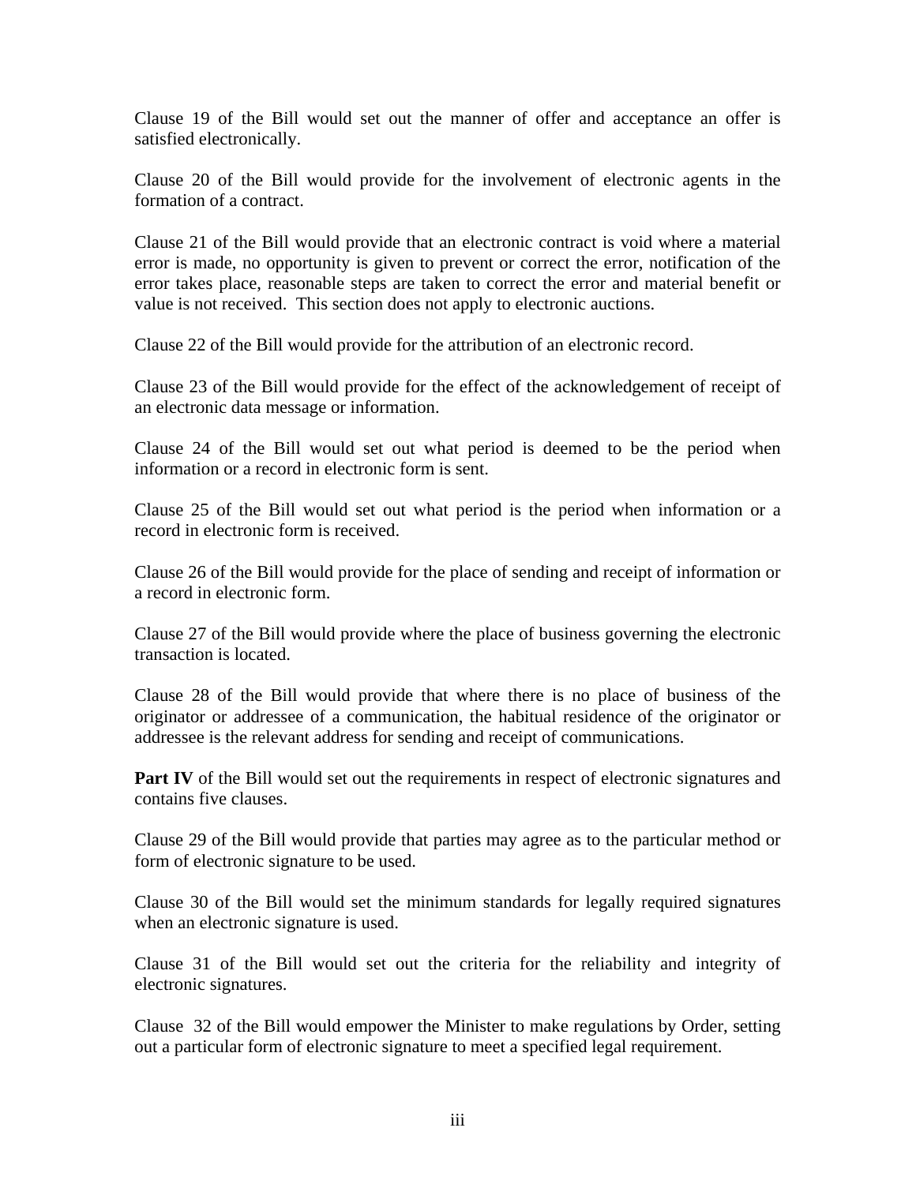Clause 19 of the Bill would set out the manner of offer and acceptance an offer is satisfied electronically.

Clause 20 of the Bill would provide for the involvement of electronic agents in the formation of a contract.

Clause 21 of the Bill would provide that an electronic contract is void where a material error is made, no opportunity is given to prevent or correct the error, notification of the error takes place, reasonable steps are taken to correct the error and material benefit or value is not received. This section does not apply to electronic auctions.

Clause 22 of the Bill would provide for the attribution of an electronic record.

Clause 23 of the Bill would provide for the effect of the acknowledgement of receipt of an electronic data message or information.

Clause 24 of the Bill would set out what period is deemed to be the period when information or a record in electronic form is sent.

Clause 25 of the Bill would set out what period is the period when information or a record in electronic form is received.

Clause 26 of the Bill would provide for the place of sending and receipt of information or a record in electronic form.

Clause 27 of the Bill would provide where the place of business governing the electronic transaction is located.

Clause 28 of the Bill would provide that where there is no place of business of the originator or addressee of a communication, the habitual residence of the originator or addressee is the relevant address for sending and receipt of communications.

**Part IV** of the Bill would set out the requirements in respect of electronic signatures and contains five clauses.

Clause 29 of the Bill would provide that parties may agree as to the particular method or form of electronic signature to be used.

Clause 30 of the Bill would set the minimum standards for legally required signatures when an electronic signature is used.

Clause 31 of the Bill would set out the criteria for the reliability and integrity of electronic signatures.

Clause 32 of the Bill would empower the Minister to make regulations by Order, setting out a particular form of electronic signature to meet a specified legal requirement.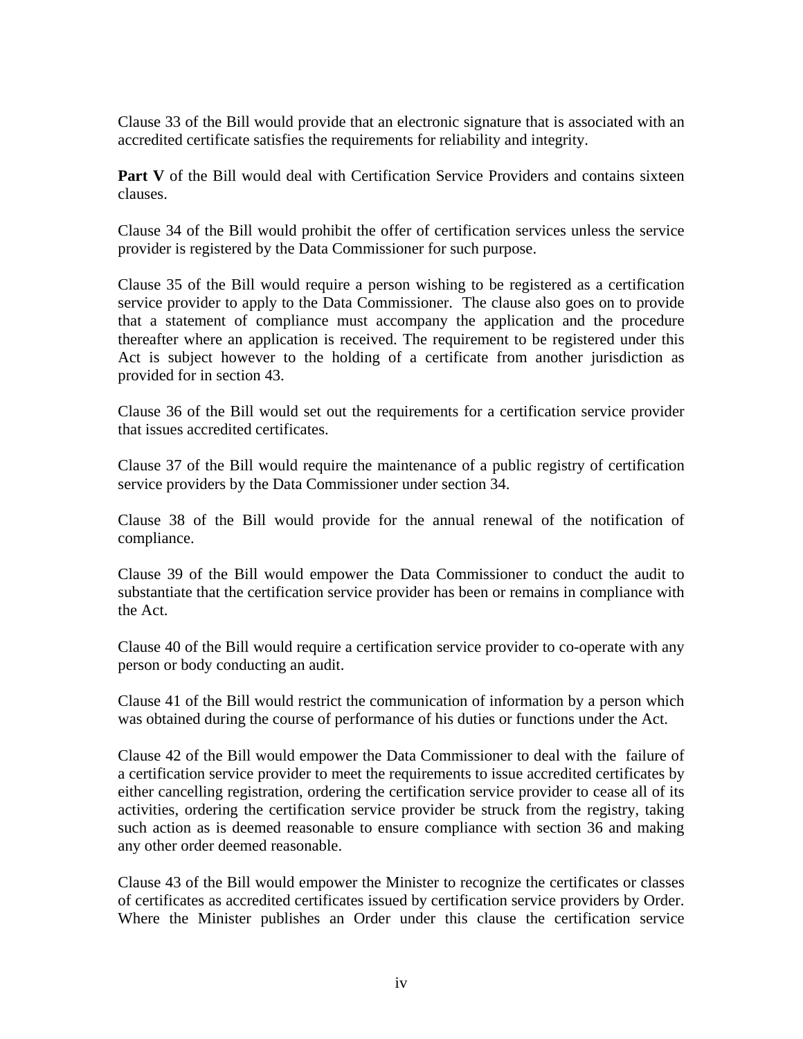Clause 33 of the Bill would provide that an electronic signature that is associated with an accredited certificate satisfies the requirements for reliability and integrity.

**Part V** of the Bill would deal with Certification Service Providers and contains sixteen clauses.

Clause 34 of the Bill would prohibit the offer of certification services unless the service provider is registered by the Data Commissioner for such purpose.

Clause 35 of the Bill would require a person wishing to be registered as a certification service provider to apply to the Data Commissioner. The clause also goes on to provide that a statement of compliance must accompany the application and the procedure thereafter where an application is received. The requirement to be registered under this Act is subject however to the holding of a certificate from another jurisdiction as provided for in section 43.

Clause 36 of the Bill would set out the requirements for a certification service provider that issues accredited certificates.

Clause 37 of the Bill would require the maintenance of a public registry of certification service providers by the Data Commissioner under section 34.

Clause 38 of the Bill would provide for the annual renewal of the notification of compliance.

Clause 39 of the Bill would empower the Data Commissioner to conduct the audit to substantiate that the certification service provider has been or remains in compliance with the Act.

Clause 40 of the Bill would require a certification service provider to co-operate with any person or body conducting an audit.

Clause 41 of the Bill would restrict the communication of information by a person which was obtained during the course of performance of his duties or functions under the Act.

Clause 42 of the Bill would empower the Data Commissioner to deal with the failure of a certification service provider to meet the requirements to issue accredited certificates by either cancelling registration, ordering the certification service provider to cease all of its activities, ordering the certification service provider be struck from the registry, taking such action as is deemed reasonable to ensure compliance with section 36 and making any other order deemed reasonable.

Clause 43 of the Bill would empower the Minister to recognize the certificates or classes of certificates as accredited certificates issued by certification service providers by Order. Where the Minister publishes an Order under this clause the certification service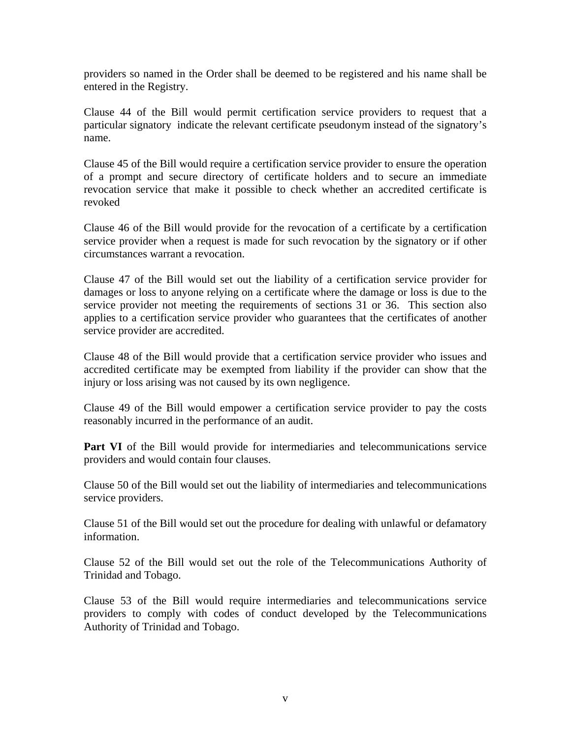providers so named in the Order shall be deemed to be registered and his name shall be entered in the Registry.

Clause 44 of the Bill would permit certification service providers to request that a particular signatory indicate the relevant certificate pseudonym instead of the signatory's name.

Clause 45 of the Bill would require a certification service provider to ensure the operation of a prompt and secure directory of certificate holders and to secure an immediate revocation service that make it possible to check whether an accredited certificate is revoked

Clause 46 of the Bill would provide for the revocation of a certificate by a certification service provider when a request is made for such revocation by the signatory or if other circumstances warrant a revocation.

Clause 47 of the Bill would set out the liability of a certification service provider for damages or loss to anyone relying on a certificate where the damage or loss is due to the service provider not meeting the requirements of sections 31 or 36. This section also applies to a certification service provider who guarantees that the certificates of another service provider are accredited.

Clause 48 of the Bill would provide that a certification service provider who issues and accredited certificate may be exempted from liability if the provider can show that the injury or loss arising was not caused by its own negligence.

Clause 49 of the Bill would empower a certification service provider to pay the costs reasonably incurred in the performance of an audit.

**Part VI** of the Bill would provide for intermediaries and telecommunications service providers and would contain four clauses.

Clause 50 of the Bill would set out the liability of intermediaries and telecommunications service providers.

Clause 51 of the Bill would set out the procedure for dealing with unlawful or defamatory information.

Clause 52 of the Bill would set out the role of the Telecommunications Authority of Trinidad and Tobago.

Clause 53 of the Bill would require intermediaries and telecommunications service providers to comply with codes of conduct developed by the Telecommunications Authority of Trinidad and Tobago.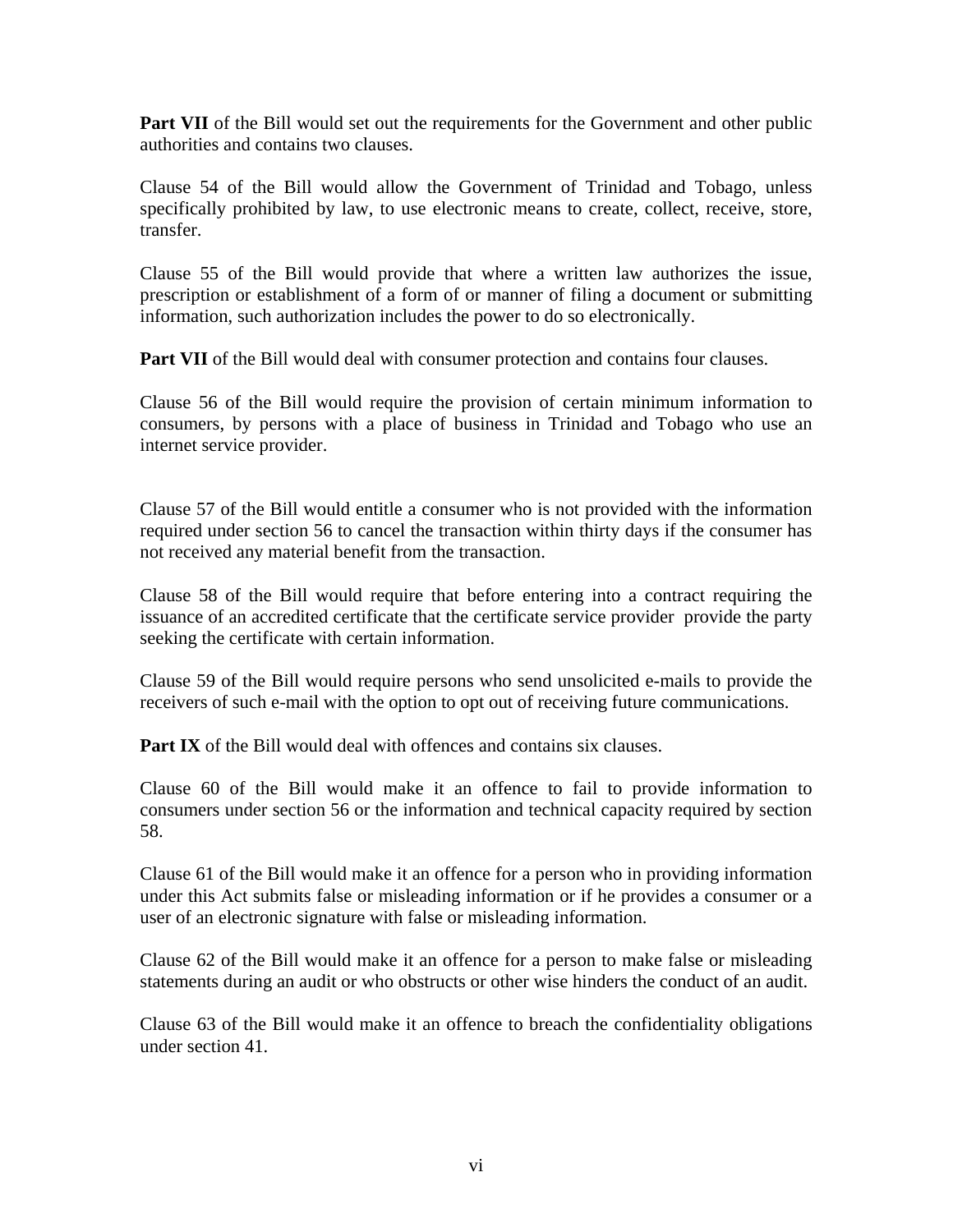**Part VII** of the Bill would set out the requirements for the Government and other public authorities and contains two clauses.

Clause 54 of the Bill would allow the Government of Trinidad and Tobago, unless specifically prohibited by law, to use electronic means to create, collect, receive, store, transfer.

Clause 55 of the Bill would provide that where a written law authorizes the issue, prescription or establishment of a form of or manner of filing a document or submitting information, such authorization includes the power to do so electronically.

**Part VII** of the Bill would deal with consumer protection and contains four clauses.

Clause 56 of the Bill would require the provision of certain minimum information to consumers, by persons with a place of business in Trinidad and Tobago who use an internet service provider.

Clause 57 of the Bill would entitle a consumer who is not provided with the information required under section 56 to cancel the transaction within thirty days if the consumer has not received any material benefit from the transaction.

Clause 58 of the Bill would require that before entering into a contract requiring the issuance of an accredited certificate that the certificate service provider provide the party seeking the certificate with certain information.

Clause 59 of the Bill would require persons who send unsolicited e-mails to provide the receivers of such e-mail with the option to opt out of receiving future communications.

**Part IX** of the Bill would deal with offences and contains six clauses.

Clause 60 of the Bill would make it an offence to fail to provide information to consumers under section 56 or the information and technical capacity required by section 58.

Clause 61 of the Bill would make it an offence for a person who in providing information under this Act submits false or misleading information or if he provides a consumer or a user of an electronic signature with false or misleading information.

Clause 62 of the Bill would make it an offence for a person to make false or misleading statements during an audit or who obstructs or other wise hinders the conduct of an audit.

Clause 63 of the Bill would make it an offence to breach the confidentiality obligations under section 41.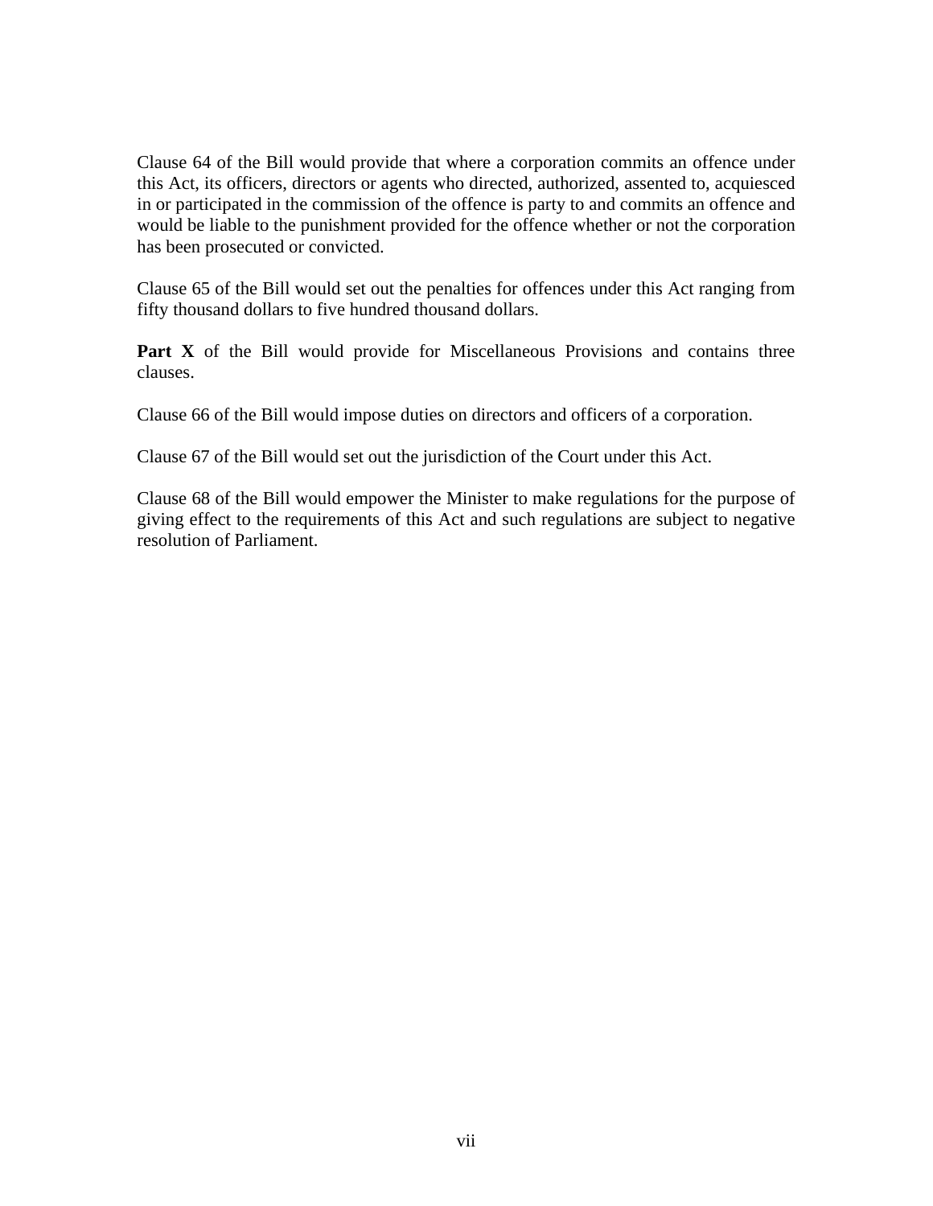Clause 64 of the Bill would provide that where a corporation commits an offence under this Act, its officers, directors or agents who directed, authorized, assented to, acquiesced in or participated in the commission of the offence is party to and commits an offence and would be liable to the punishment provided for the offence whether or not the corporation has been prosecuted or convicted.

Clause 65 of the Bill would set out the penalties for offences under this Act ranging from fifty thousand dollars to five hundred thousand dollars.

**Part X** of the Bill would provide for Miscellaneous Provisions and contains three clauses.

Clause 66 of the Bill would impose duties on directors and officers of a corporation.

Clause 67 of the Bill would set out the jurisdiction of the Court under this Act.

Clause 68 of the Bill would empower the Minister to make regulations for the purpose of giving effect to the requirements of this Act and such regulations are subject to negative resolution of Parliament.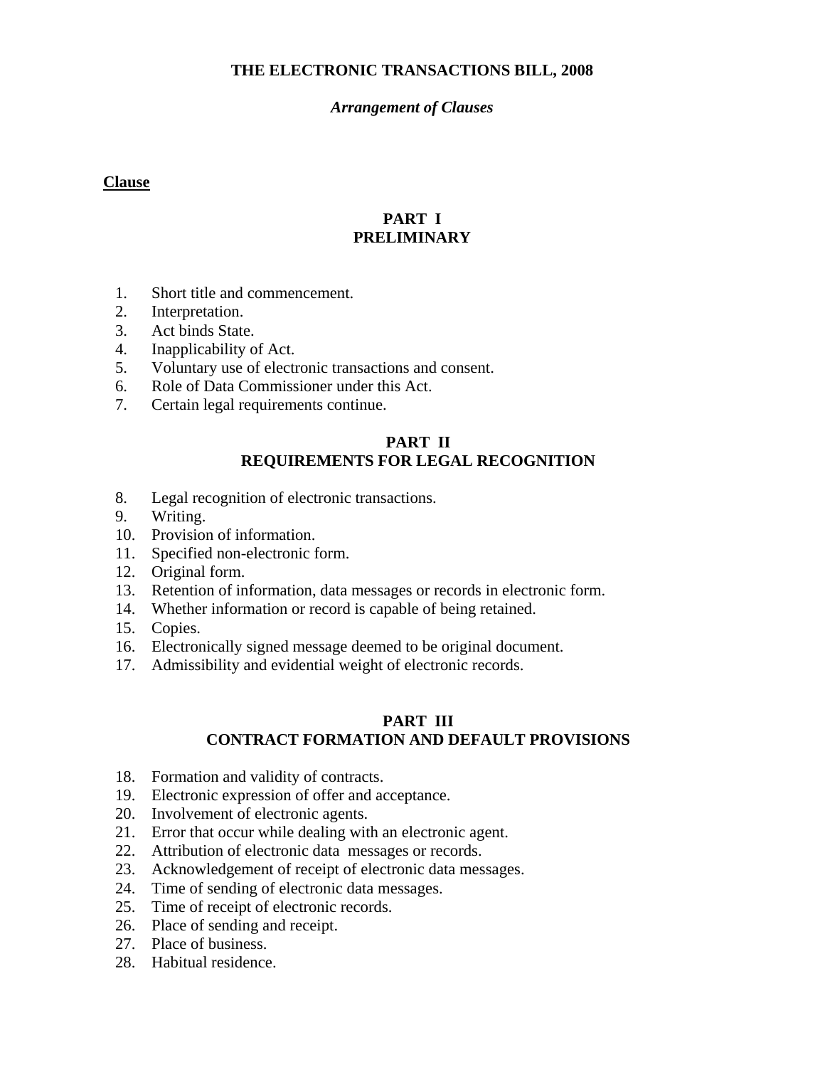# THE ELECTRONIC TRANSACTIONS BILL, 2008

***Arrangement of Clauses***

**Clause**

## PART I
## PRELIMINARY

1. Short title and commencement.
2. Interpretation.
3. Act binds State.
4. Inapplicability of Act.
5. Voluntary use of electronic transactions and consent.
6. Role of Data Commissioner under this Act.
7. Certain legal requirements continue.

## PART II
## REQUIREMENTS FOR LEGAL RECOGNITION

8. Legal recognition of electronic transactions.
9. Writing.
10. Provision of information.
11. Specified non-electronic form.
12. Original form.
13. Retention of information, data messages or records in electronic form.
14. Whether information or record is capable of being retained.
15. Copies.
16. Electronically signed message deemed to be original document.
17. Admissibility and evidential weight of electronic records.

## PART III
## CONTRACT FORMATION AND DEFAULT PROVISIONS

18. Formation and validity of contracts.
19. Electronic expression of offer and acceptance.
20. Involvement of electronic agents.
21. Error that occur while dealing with an electronic agent.
22. Attribution of electronic data messages or records.
23. Acknowledgement of receipt of electronic data messages.
24. Time of sending of electronic data messages.
25. Time of receipt of electronic records.
26. Place of sending and receipt.
27. Place of business.
28. Habitual residence.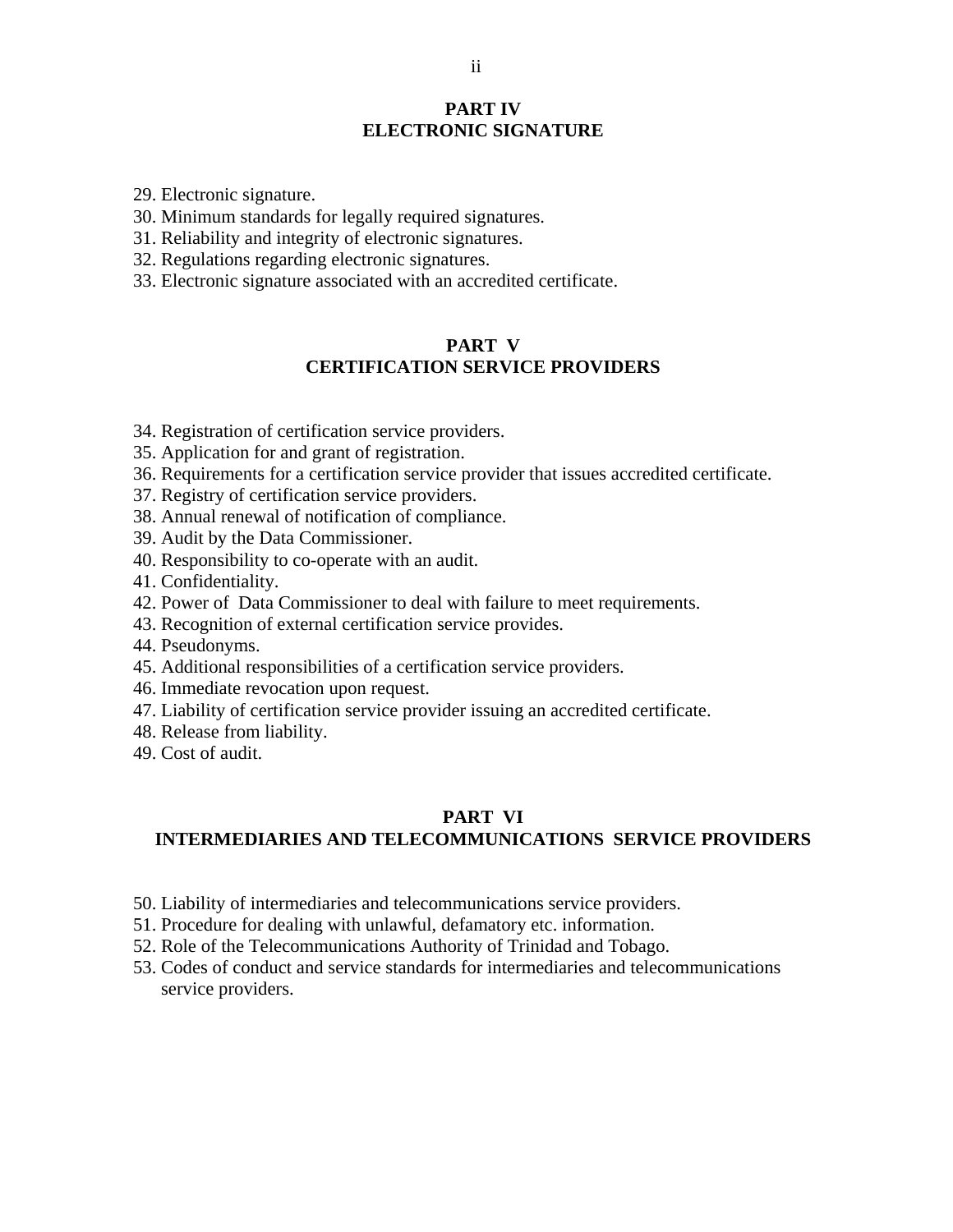## PART IV
## ELECTRONIC SIGNATURE

29. Electronic signature.
30. Minimum standards for legally required signatures.
31. Reliability and integrity of electronic signatures.
32. Regulations regarding electronic signatures.
33. Electronic signature associated with an accredited certificate.

## PART V
## CERTIFICATION SERVICE PROVIDERS

34. Registration of certification service providers.
35. Application for and grant of registration.
36. Requirements for a certification service provider that issues accredited certificate.
37. Registry of certification service providers.
38. Annual renewal of notification of compliance.
39. Audit by the Data Commissioner.
40. Responsibility to co-operate with an audit.
41. Confidentiality.
42. Power of Data Commissioner to deal with failure to meet requirements.
43. Recognition of external certification service provides.
44. Pseudonyms.
45. Additional responsibilities of a certification service providers.
46. Immediate revocation upon request.
47. Liability of certification service provider issuing an accredited certificate.
48. Release from liability.
49. Cost of audit.

## PART VI
## INTERMEDIARIES AND TELECOMMUNICATIONS SERVICE PROVIDERS

50. Liability of intermediaries and telecommunications service providers.
51. Procedure for dealing with unlawful, defamatory etc. information.
52. Role of the Telecommunications Authority of Trinidad and Tobago.
53. Codes of conduct and service standards for intermediaries and telecommunications service providers.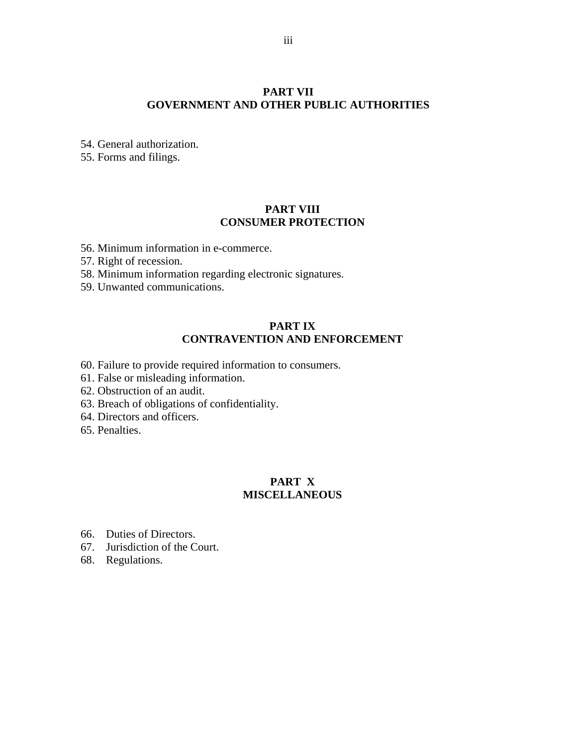## PART VII
## GOVERNMENT AND OTHER PUBLIC AUTHORITIES

54. General authorization.
55. Forms and filings.

## PART VIII
## CONSUMER PROTECTION

56. Minimum information in e-commerce.
57. Right of recession.
58. Minimum information regarding electronic signatures.
59. Unwanted communications.

## PART IX
## CONTRAVENTION AND ENFORCEMENT

60. Failure to provide required information to consumers.
61. False or misleading information.
62. Obstruction of an audit.
63. Breach of obligations of confidentiality.
64. Directors and officers.
65. Penalties.

## PART X
## MISCELLANEOUS

66. Duties of Directors.
67. Jurisdiction of the Court.
68. Regulations.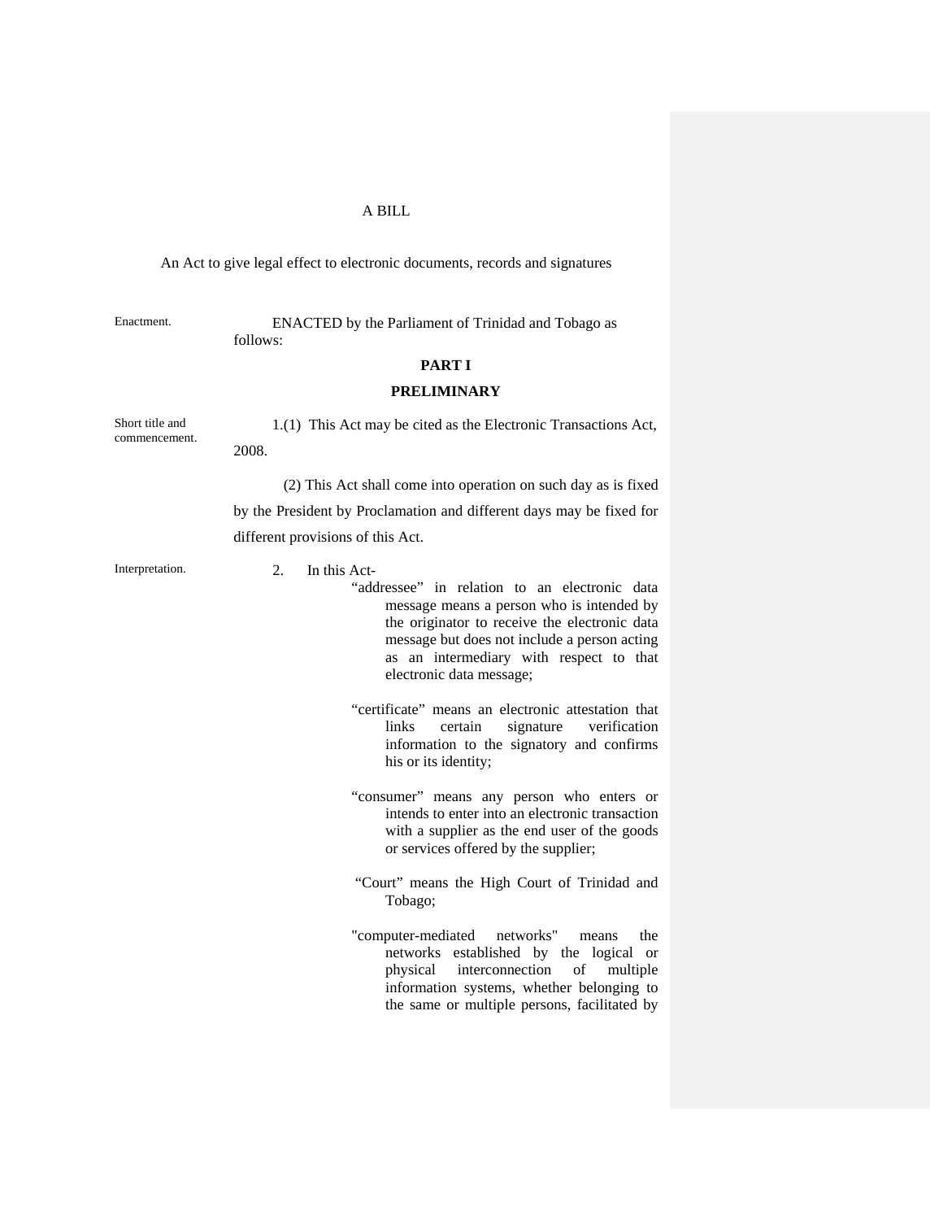A BILL

An Act to give legal effect to electronic documents, records and signatures

Enactment.

ENACTED by the Parliament of Trinidad and Tobago as follows:

**PART I**

**PRELIMINARY**

Short title and commencement.

1.(1) This Act may be cited as the Electronic Transactions Act, 2008.

(2) This Act shall come into operation on such day as is fixed by the President by Proclamation and different days may be fixed for different provisions of this Act.

Interpretation.

2. In this Act-

"addressee" in relation to an electronic data message means a person who is intended by the originator to receive the electronic data message but does not include a person acting as an intermediary with respect to that electronic data message;

"certificate" means an electronic attestation that links certain signature verification information to the signatory and confirms his or its identity;

"consumer" means any person who enters or intends to enter into an electronic transaction with a supplier as the end user of the goods or services offered by the supplier;

"Court" means the High Court of Trinidad and Tobago;

"computer-mediated networks" means the networks established by the logical or physical interconnection of multiple information systems, whether belonging to the same or multiple persons, facilitated by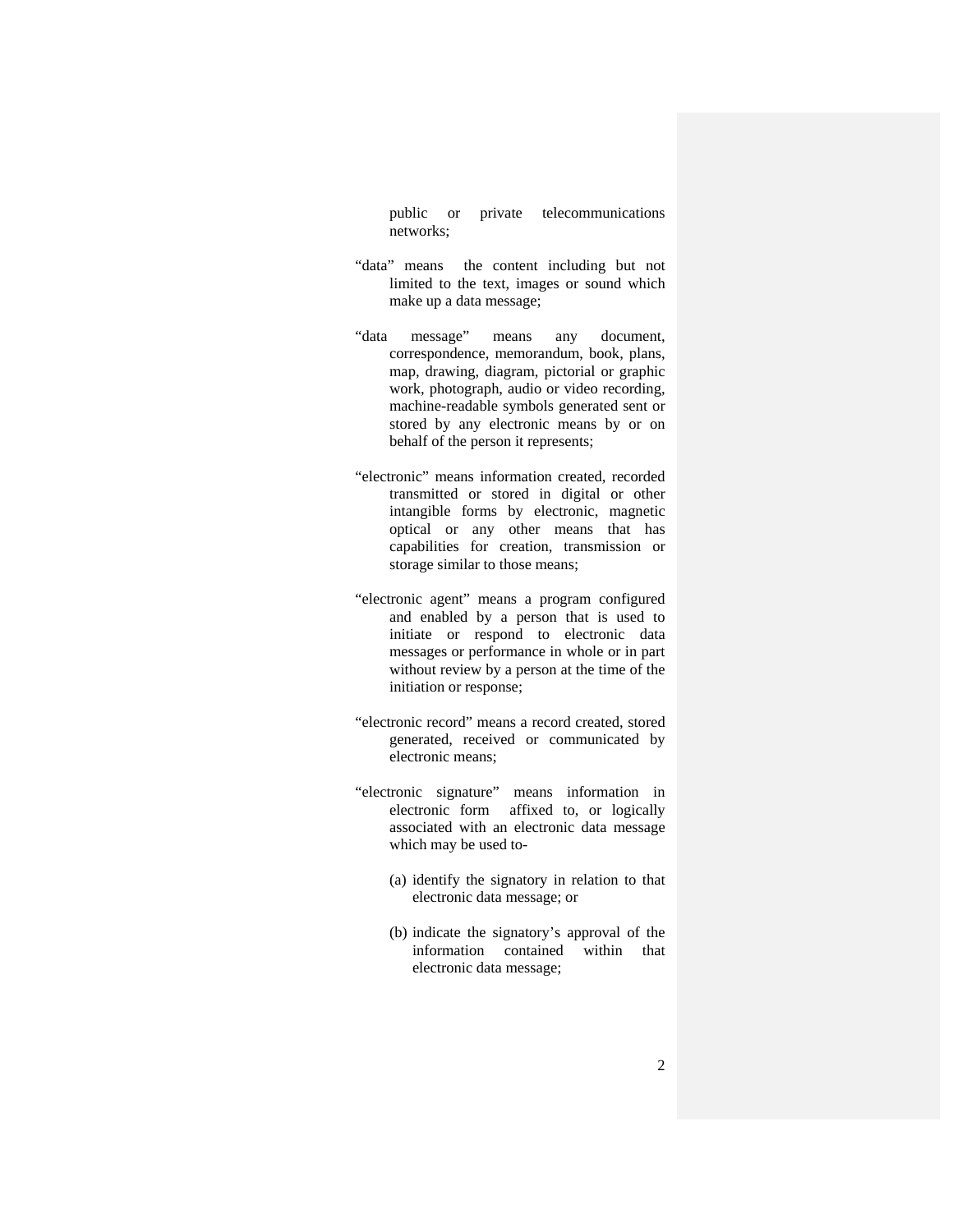public or private telecommunications networks;

“data” means the content including but not limited to the text, images or sound which make up a data message;

“data message” means any document, correspondence, memorandum, book, plans, map, drawing, diagram, pictorial or graphic work, photograph, audio or video recording, machine-readable symbols generated sent or stored by any electronic means by or on behalf of the person it represents;

“electronic” means information created, recorded transmitted or stored in digital or other intangible forms by electronic, magnetic optical or any other means that has capabilities for creation, transmission or storage similar to those means;

“electronic agent” means a program configured and enabled by a person that is used to initiate or respond to electronic data messages or performance in whole or in part without review by a person at the time of the initiation or response;

“electronic record” means a record created, stored generated, received or communicated by electronic means;

“electronic signature” means information in electronic form affixed to, or logically associated with an electronic data message which may be used to-

(a) identify the signatory in relation to that electronic data message; or

(b) indicate the signatory’s approval of the information contained within that electronic data message;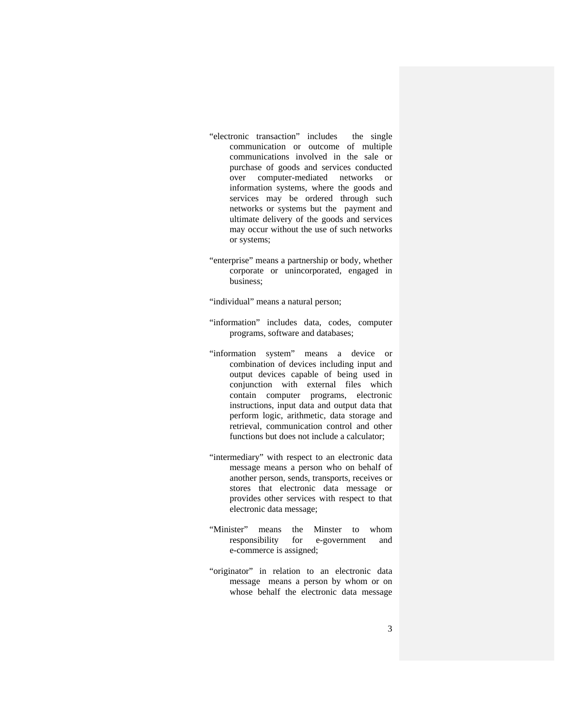"electronic transaction" includes the single communication or outcome of multiple communications involved in the sale or purchase of goods and services conducted over computer-mediated networks or information systems, where the goods and services may be ordered through such networks or systems but the payment and ultimate delivery of the goods and services may occur without the use of such networks or systems;

"enterprise" means a partnership or body, whether corporate or unincorporated, engaged in business;

"individual" means a natural person;

"information" includes data, codes, computer programs, software and databases;

"information system" means a device or combination of devices including input and output devices capable of being used in conjunction with external files which contain computer programs, electronic instructions, input data and output data that perform logic, arithmetic, data storage and retrieval, communication control and other functions but does not include a calculator;

"intermediary" with respect to an electronic data message means a person who on behalf of another person, sends, transports, receives or stores that electronic data message or provides other services with respect to that electronic data message;

"Minister" means the Minster to whom responsibility for e-government and e-commerce is assigned;

"originator" in relation to an electronic data message means a person by whom or on whose behalf the electronic data message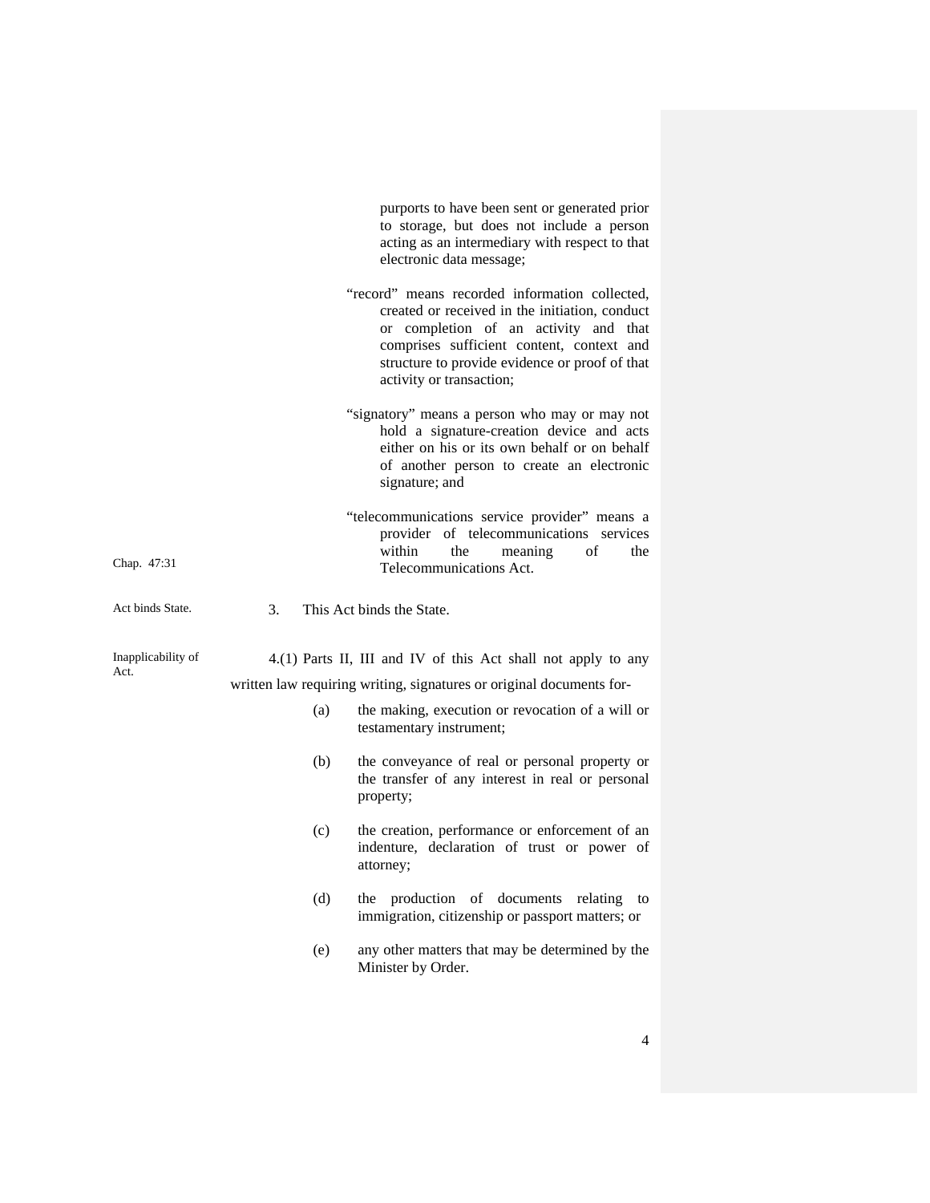purports to have been sent or generated prior to storage, but does not include a person acting as an intermediary with respect to that electronic data message;

"record" means recorded information collected, created or received in the initiation, conduct or completion of an activity and that comprises sufficient content, context and structure to provide evidence or proof of that activity or transaction;

"signatory" means a person who may or may not hold a signature-creation device and acts either on his or its own behalf or on behalf of another person to create an electronic signature; and

"telecommunications service provider" means a provider of telecommunications services within the meaning of the Telecommunications Act.

Chap. 47:31

Act binds State.

3. This Act binds the State.

Inapplicability of Act.

4.(1) Parts II, III and IV of this Act shall not apply to any written law requiring writing, signatures or original documents for-

(a) the making, execution or revocation of a will or testamentary instrument;

(b) the conveyance of real or personal property or the transfer of any interest in real or personal property;

(c) the creation, performance or enforcement of an indenture, declaration of trust or power of attorney;

(d) the production of documents relating to immigration, citizenship or passport matters; or

(e) any other matters that may be determined by the Minister by Order.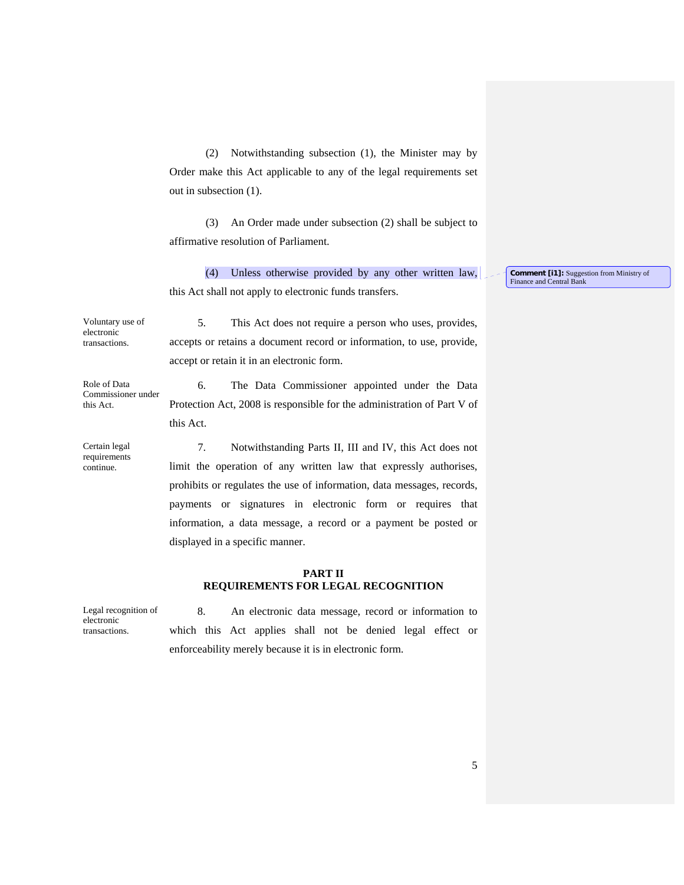(2) Notwithstanding subsection (1), the Minister may by Order make this Act applicable to any of the legal requirements set out in subsection (1).

(3) An Order made under subsection (2) shall be subject to affirmative resolution of Parliament.

(4) Unless otherwise provided by any other written law, this Act shall not apply to electronic funds transfers.

**Comment [i1]:** Suggestion from Ministry of Finance and Central Bank

Voluntary use of electronic transactions.

5. This Act does not require a person who uses, provides, accepts or retains a document record or information, to use, provide, accept or retain it in an electronic form.

Role of Data Commissioner under this Act.

6. The Data Commissioner appointed under the Data Protection Act, 2008 is responsible for the administration of Part V of this Act.

Certain legal requirements continue.

7. Notwithstanding Parts II, III and IV, this Act does not limit the operation of any written law that expressly authorises, prohibits or regulates the use of information, data messages, records, payments or signatures in electronic form or requires that information, a data message, a record or a payment be posted or displayed in a specific manner.

## PART II
## REQUIREMENTS FOR LEGAL RECOGNITION

Legal recognition of electronic transactions.

8. An electronic data message, record or information to which this Act applies shall not be denied legal effect or enforceability merely because it is in electronic form.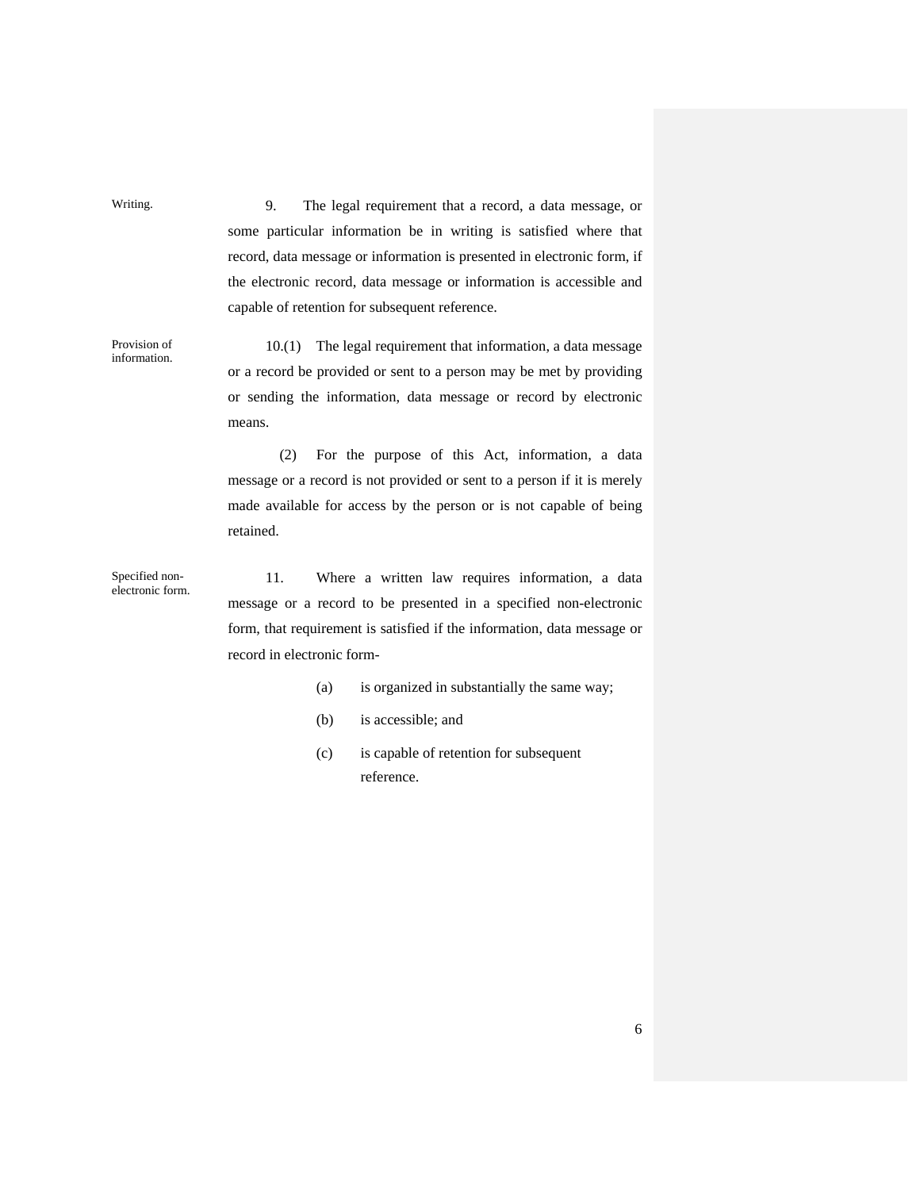**Writing.**

9. The legal requirement that a record, a data message, or some particular information be in writing is satisfied where that record, data message or information is presented in electronic form, if the electronic record, data message or information is accessible and capable of retention for subsequent reference.

**Provision of information.**

10.(1) The legal requirement that information, a data message or a record be provided or sent to a person may be met by providing or sending the information, data message or record by electronic means.

(2) For the purpose of this Act, information, a data message or a record is not provided or sent to a person if it is merely made available for access by the person or is not capable of being retained.

**Specified non-electronic form.**

11. Where a written law requires information, a data message or a record to be presented in a specified non-electronic form, that requirement is satisfied if the information, data message or record in electronic form-

(a) is organized in substantially the same way;

(b) is accessible; and

(c) is capable of retention for subsequent reference.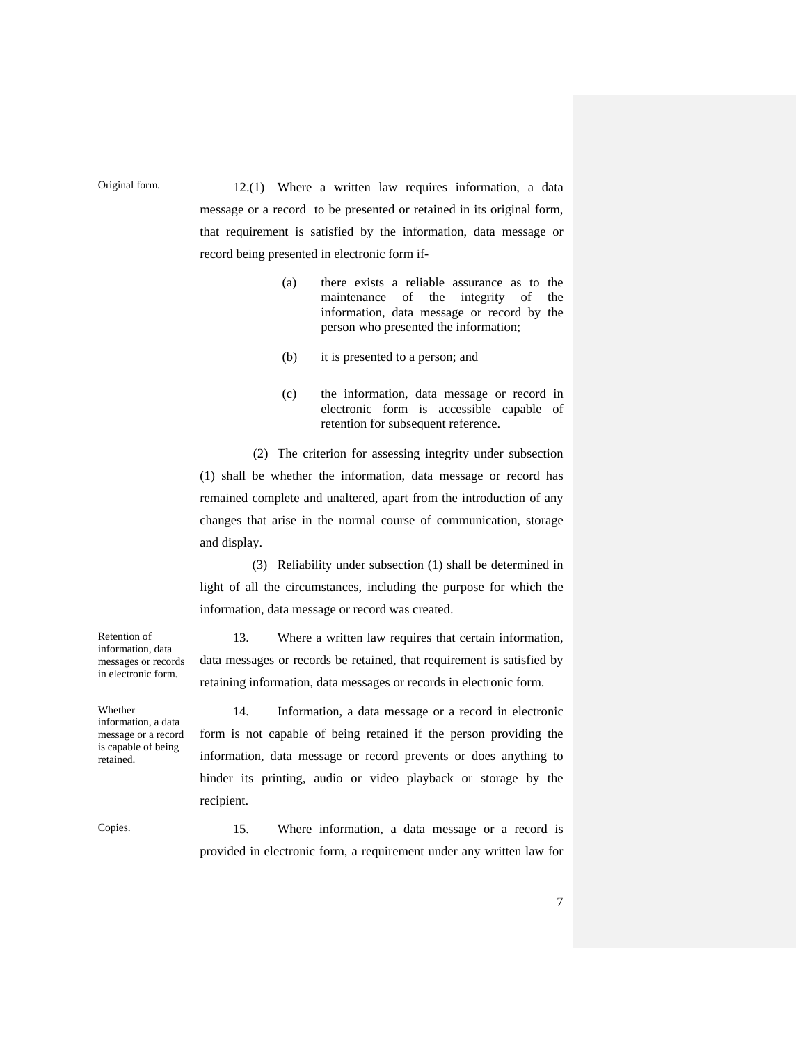Original form.

12.(1) Where a written law requires information, a data message or a record to be presented or retained in its original form, that requirement is satisfied by the information, data message or record being presented in electronic form if-

(a) there exists a reliable assurance as to the maintenance of the integrity of the information, data message or record by the person who presented the information;

(b) it is presented to a person; and

(c) the information, data message or record in electronic form is accessible capable of retention for subsequent reference.

(2) The criterion for assessing integrity under subsection (1) shall be whether the information, data message or record has remained complete and unaltered, apart from the introduction of any changes that arise in the normal course of communication, storage and display.

(3) Reliability under subsection (1) shall be determined in light of all the circumstances, including the purpose for which the information, data message or record was created.

Retention of information, data messages or records in electronic form.

13. Where a written law requires that certain information, data messages or records be retained, that requirement is satisfied by retaining information, data messages or records in electronic form.

Whether information, a data message or a record is capable of being retained.

14. Information, a data message or a record in electronic form is not capable of being retained if the person providing the information, data message or record prevents or does anything to hinder its printing, audio or video playback or storage by the recipient.

Copies.

15. Where information, a data message or a record is provided in electronic form, a requirement under any written law for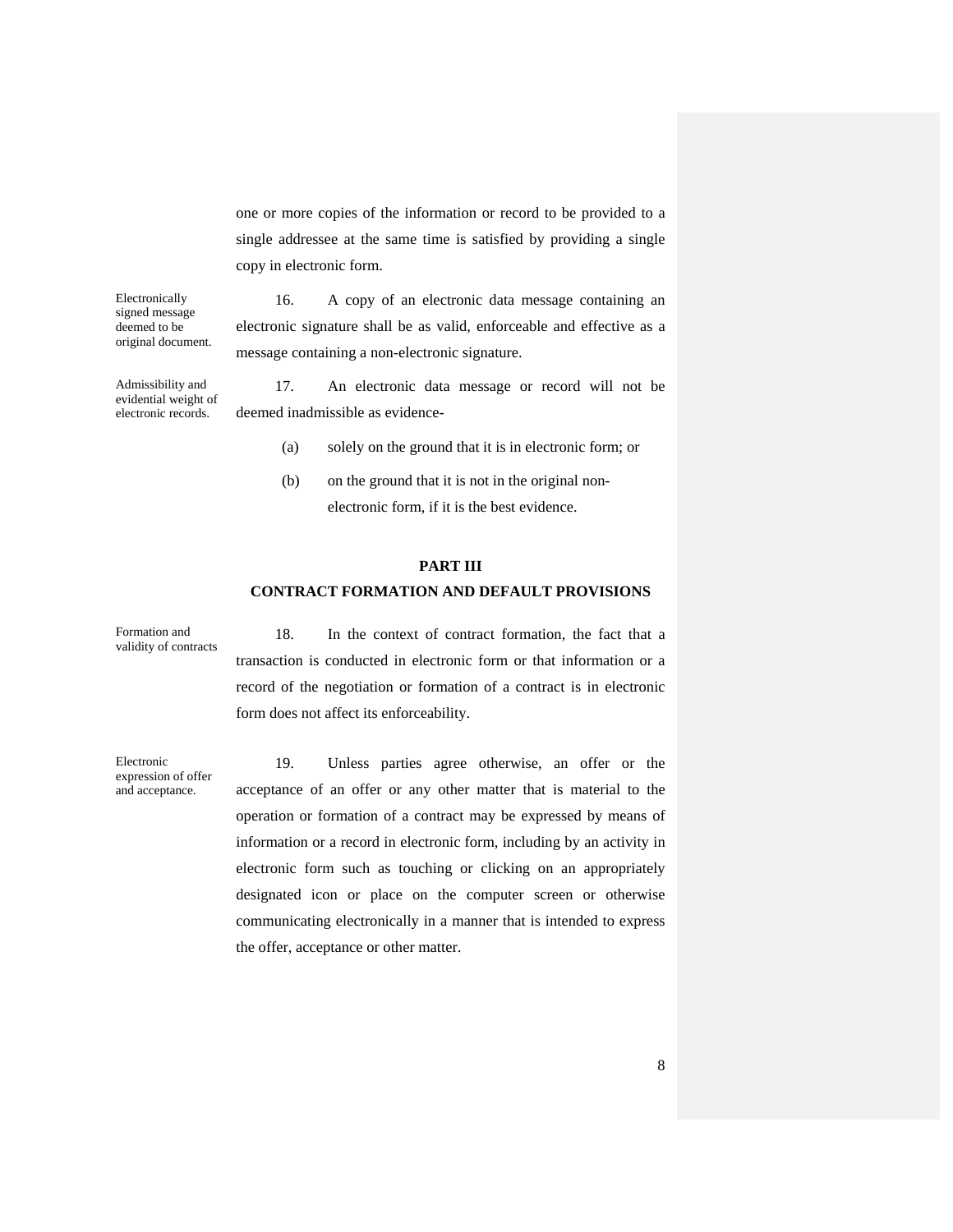one or more copies of the information or record to be provided to a single addressee at the same time is satisfied by providing a single copy in electronic form.

Electronically signed message deemed to be original document.

16. A copy of an electronic data message containing an electronic signature shall be as valid, enforceable and effective as a message containing a non-electronic signature.

Admissibility and evidential weight of electronic records.

17. An electronic data message or record will not be deemed inadmissible as evidence-

(a) solely on the ground that it is in electronic form; or

(b) on the ground that it is not in the original non-electronic form, if it is the best evidence.

## PART III
## CONTRACT FORMATION AND DEFAULT PROVISIONS

Formation and validity of contracts

18. In the context of contract formation, the fact that a transaction is conducted in electronic form or that information or a record of the negotiation or formation of a contract is in electronic form does not affect its enforceability.

Electronic expression of offer and acceptance.

19. Unless parties agree otherwise, an offer or the acceptance of an offer or any other matter that is material to the operation or formation of a contract may be expressed by means of information or a record in electronic form, including by an activity in electronic form such as touching or clicking on an appropriately designated icon or place on the computer screen or otherwise communicating electronically in a manner that is intended to express the offer, acceptance or other matter.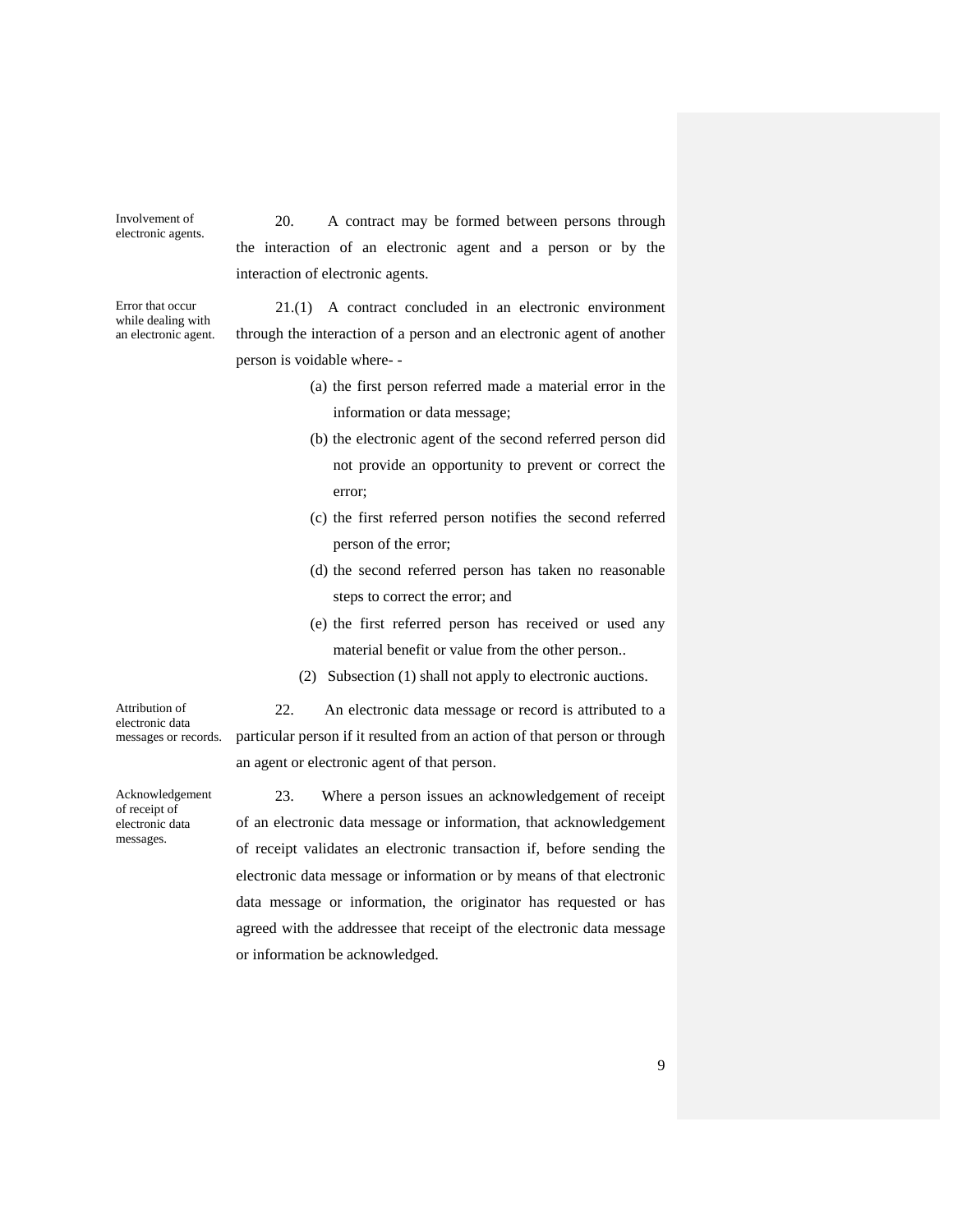**Involvement of electronic agents.**

20. A contract may be formed between persons through the interaction of an electronic agent and a person or by the interaction of electronic agents.

**Error that occur while dealing with an electronic agent.**

21.(1) A contract concluded in an electronic environment through the interaction of a person and an electronic agent of another person is voidable where- -

(a) the first person referred made a material error in the information or data message;

(b) the electronic agent of the second referred person did not provide an opportunity to prevent or correct the error;

(c) the first referred person notifies the second referred person of the error;

(d) the second referred person has taken no reasonable steps to correct the error; and

(e) the first referred person has received or used any material benefit or value from the other person..

(2) Subsection (1) shall not apply to electronic auctions.

**Attribution of electronic data messages or records.**

22. An electronic data message or record is attributed to a particular person if it resulted from an action of that person or through an agent or electronic agent of that person.

**Acknowledgement of receipt of electronic data messages.**

23. Where a person issues an acknowledgement of receipt of an electronic data message or information, that acknowledgement of receipt validates an electronic transaction if, before sending the electronic data message or information or by means of that electronic data message or information, the originator has requested or has agreed with the addressee that receipt of the electronic data message or information be acknowledged.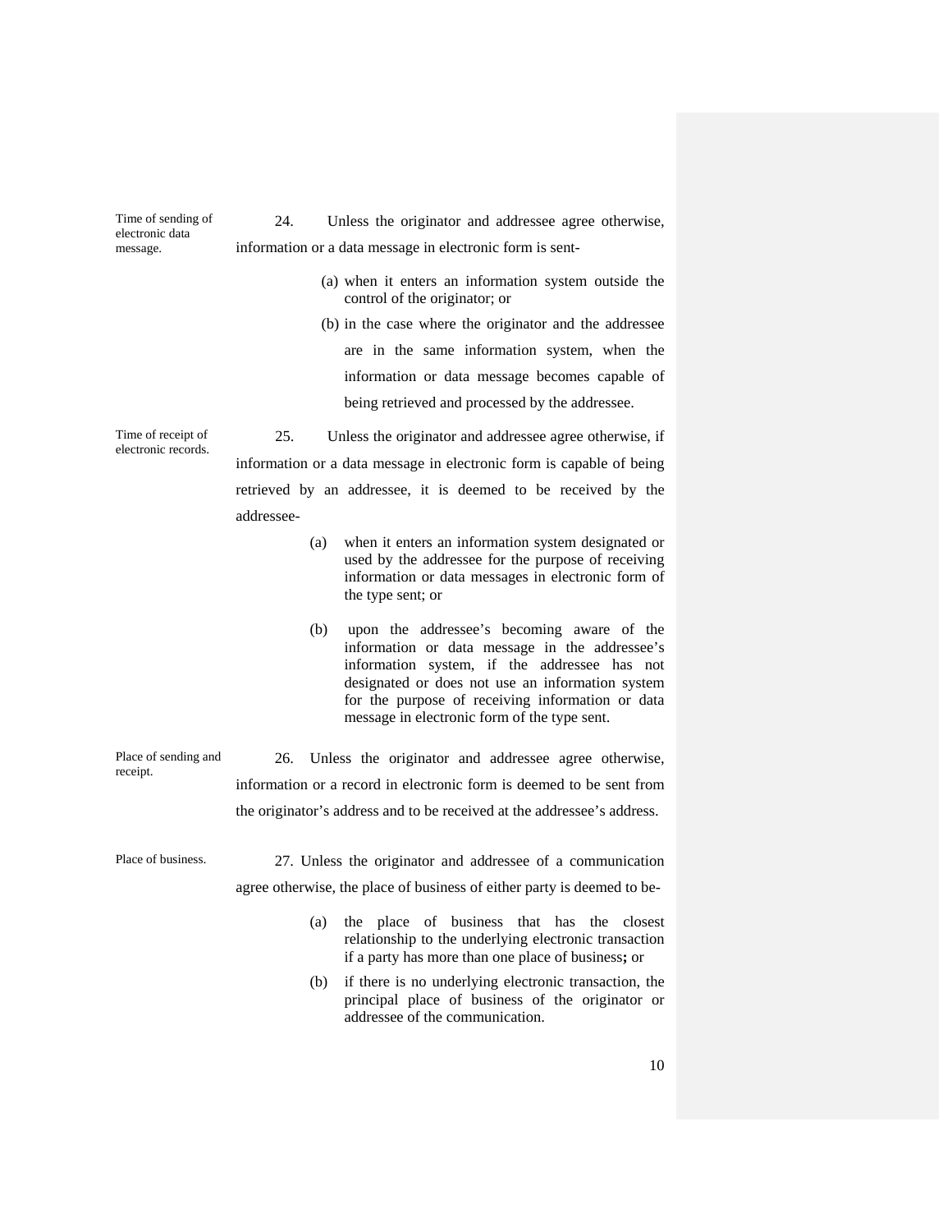**Time of sending of electronic data message.**

24. Unless the originator and addressee agree otherwise, information or a data message in electronic form is sent-

(a) when it enters an information system outside the control of the originator; or

(b) in the case where the originator and the addressee are in the same information system, when the information or data message becomes capable of being retrieved and processed by the addressee.

**Time of receipt of electronic records.**

25. Unless the originator and addressee agree otherwise, if information or a data message in electronic form is capable of being retrieved by an addressee, it is deemed to be received by the addressee-

(a) when it enters an information system designated or used by the addressee for the purpose of receiving information or data messages in electronic form of the type sent; or

(b) upon the addressee's becoming aware of the information or data message in the addressee's information system, if the addressee has not designated or does not use an information system for the purpose of receiving information or data message in electronic form of the type sent.

**Place of sending and receipt.**

26. Unless the originator and addressee agree otherwise, information or a record in electronic form is deemed to be sent from the originator's address and to be received at the addressee's address.

**Place of business.**

27. Unless the originator and addressee of a communication agree otherwise, the place of business of either party is deemed to be-

(a) the place of business that has the closest relationship to the underlying electronic transaction if a party has more than one place of business**;** or

(b) if there is no underlying electronic transaction, the principal place of business of the originator or addressee of the communication.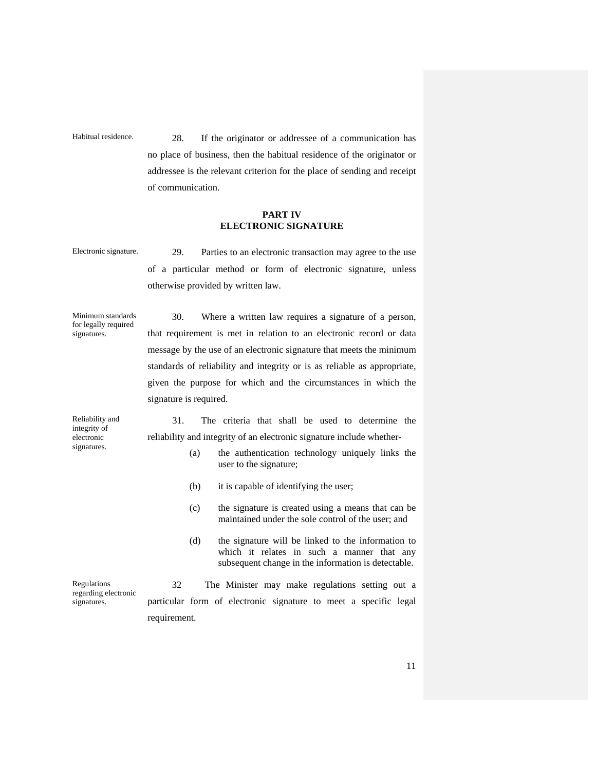Habitual residence.

28. If the originator or addressee of a communication has no place of business, then the habitual residence of the originator or addressee is the relevant criterion for the place of sending and receipt of communication.

## PART IV
## ELECTRONIC SIGNATURE

Electronic signature.

29. Parties to an electronic transaction may agree to the use of a particular method or form of electronic signature, unless otherwise provided by written law.

Minimum standards for legally required signatures.

30. Where a written law requires a signature of a person, that requirement is met in relation to an electronic record or data message by the use of an electronic signature that meets the minimum standards of reliability and integrity or is as reliable as appropriate, given the purpose for which and the circumstances in which the signature is required.

Reliability and integrity of electronic signatures.

31. The criteria that shall be used to determine the reliability and integrity of an electronic signature include whether-

(a) the authentication technology uniquely links the user to the signature;

(b) it is capable of identifying the user;

(c) the signature is created using a means that can be maintained under the sole control of the user; and

(d) the signature will be linked to the information to which it relates in such a manner that any subsequent change in the information is detectable.

Regulations regarding electronic signatures.

32 The Minister may make regulations setting out a particular form of electronic signature to meet a specific legal requirement.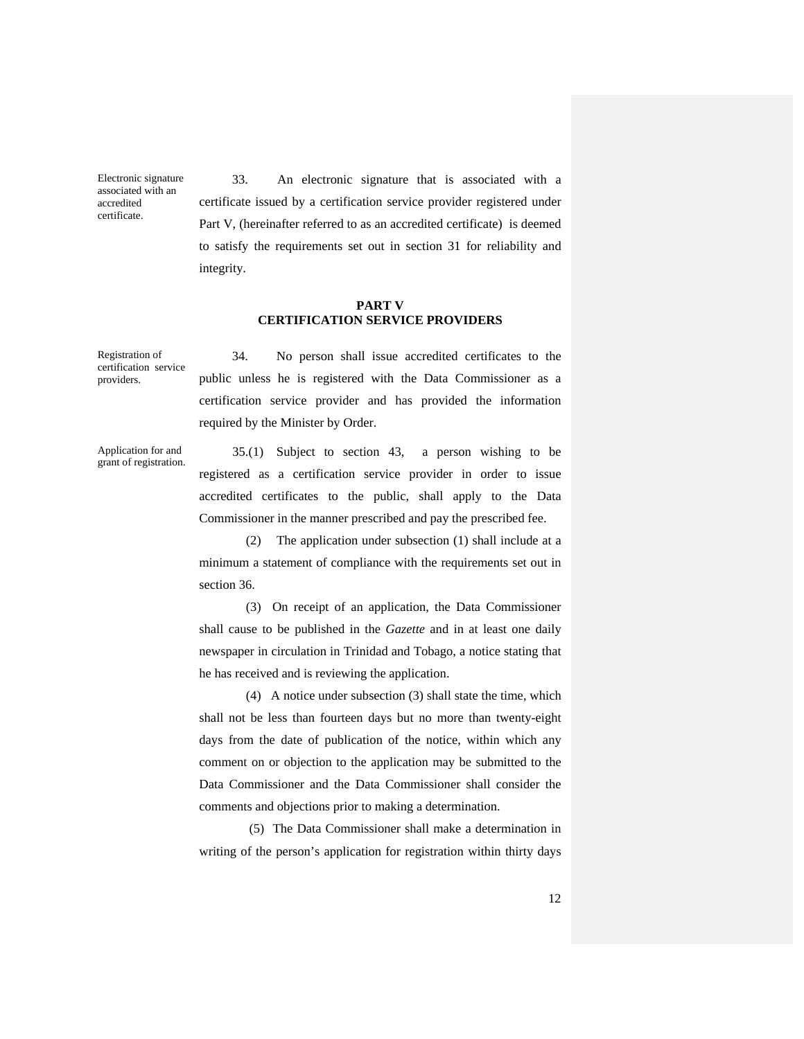Electronic signature associated with an accredited certificate.

33. An electronic signature that is associated with a certificate issued by a certification service provider registered under Part V, (hereinafter referred to as an accredited certificate) is deemed to satisfy the requirements set out in section 31 for reliability and integrity.

## PART V
## CERTIFICATION SERVICE PROVIDERS

Registration of certification service providers.

34. No person shall issue accredited certificates to the public unless he is registered with the Data Commissioner as a certification service provider and has provided the information required by the Minister by Order.

Application for and grant of registration.

35.(1) Subject to section 43, a person wishing to be registered as a certification service provider in order to issue accredited certificates to the public, shall apply to the Data Commissioner in the manner prescribed and pay the prescribed fee.

(2) The application under subsection (1) shall include at a minimum a statement of compliance with the requirements set out in section 36.

(3) On receipt of an application, the Data Commissioner shall cause to be published in the *Gazette* and in at least one daily newspaper in circulation in Trinidad and Tobago, a notice stating that he has received and is reviewing the application.

(4) A notice under subsection (3) shall state the time, which shall not be less than fourteen days but no more than twenty-eight days from the date of publication of the notice, within which any comment on or objection to the application may be submitted to the Data Commissioner and the Data Commissioner shall consider the comments and objections prior to making a determination.

(5) The Data Commissioner shall make a determination in writing of the person's application for registration within thirty days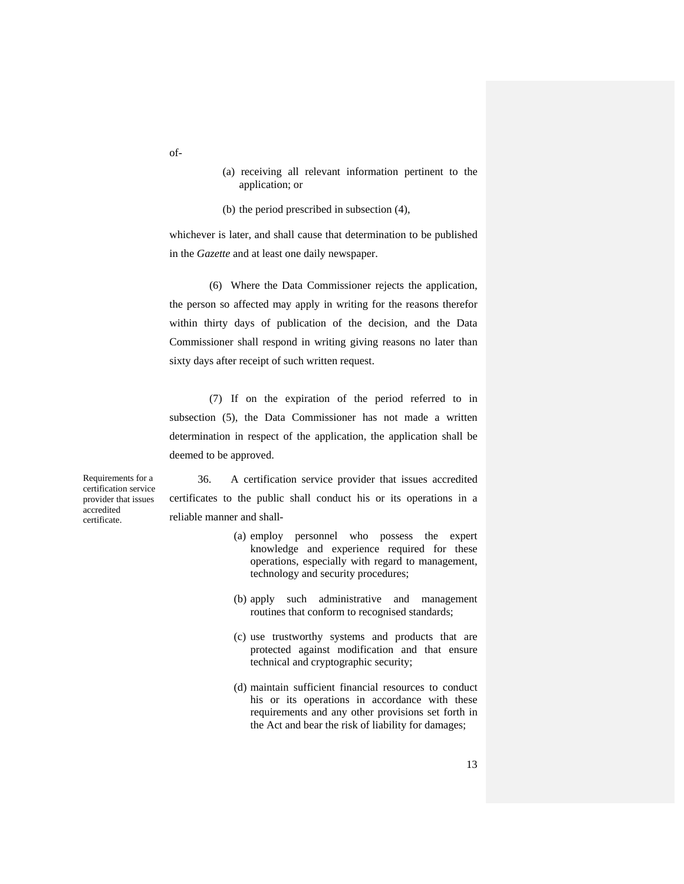of-

(a) receiving all relevant information pertinent to the application; or

(b) the period prescribed in subsection (4),

whichever is later, and shall cause that determination to be published in the *Gazette* and at least one daily newspaper.

(6) Where the Data Commissioner rejects the application, the person so affected may apply in writing for the reasons therefor within thirty days of publication of the decision, and the Data Commissioner shall respond in writing giving reasons no later than sixty days after receipt of such written request.

(7) If on the expiration of the period referred to in subsection (5), the Data Commissioner has not made a written determination in respect of the application, the application shall be deemed to be approved.

Requirements for a certification service provider that issues accredited certificate.

36. A certification service provider that issues accredited certificates to the public shall conduct his or its operations in a reliable manner and shall-

(a) employ personnel who possess the expert knowledge and experience required for these operations, especially with regard to management, technology and security procedures;

(b) apply such administrative and management routines that conform to recognised standards;

(c) use trustworthy systems and products that are protected against modification and that ensure technical and cryptographic security;

(d) maintain sufficient financial resources to conduct his or its operations in accordance with these requirements and any other provisions set forth in the Act and bear the risk of liability for damages;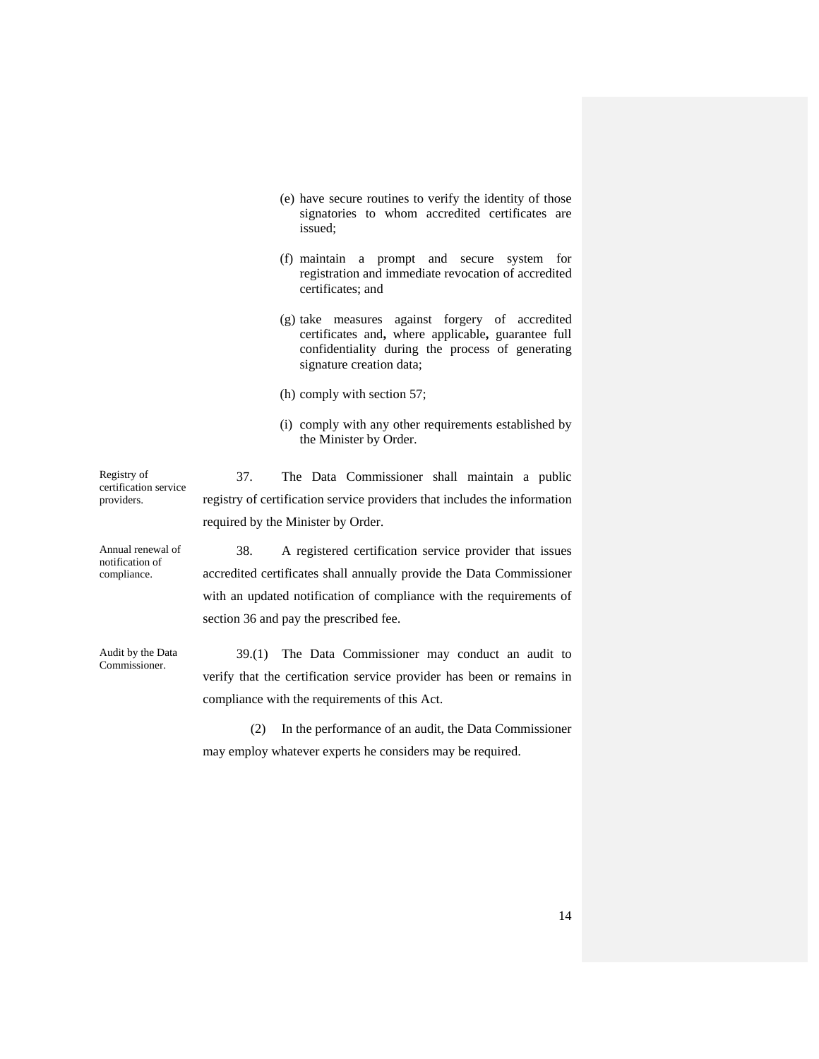(e) have secure routines to verify the identity of those signatories to whom accredited certificates are issued;

(f) maintain a prompt and secure system for registration and immediate revocation of accredited certificates; and

(g) take measures against forgery of accredited certificates and**,** where applicable**,** guarantee full confidentiality during the process of generating signature creation data;

(h) comply with section 57;

(i) comply with any other requirements established by the Minister by Order.

*Registry of certification service providers.*

37. The Data Commissioner shall maintain a public registry of certification service providers that includes the information required by the Minister by Order.

*Annual renewal of notification of compliance.*

38. A registered certification service provider that issues accredited certificates shall annually provide the Data Commissioner with an updated notification of compliance with the requirements of section 36 and pay the prescribed fee.

*Audit by the Data Commissioner.*

39.(1) The Data Commissioner may conduct an audit to verify that the certification service provider has been or remains in compliance with the requirements of this Act.

(2) In the performance of an audit, the Data Commissioner may employ whatever experts he considers may be required.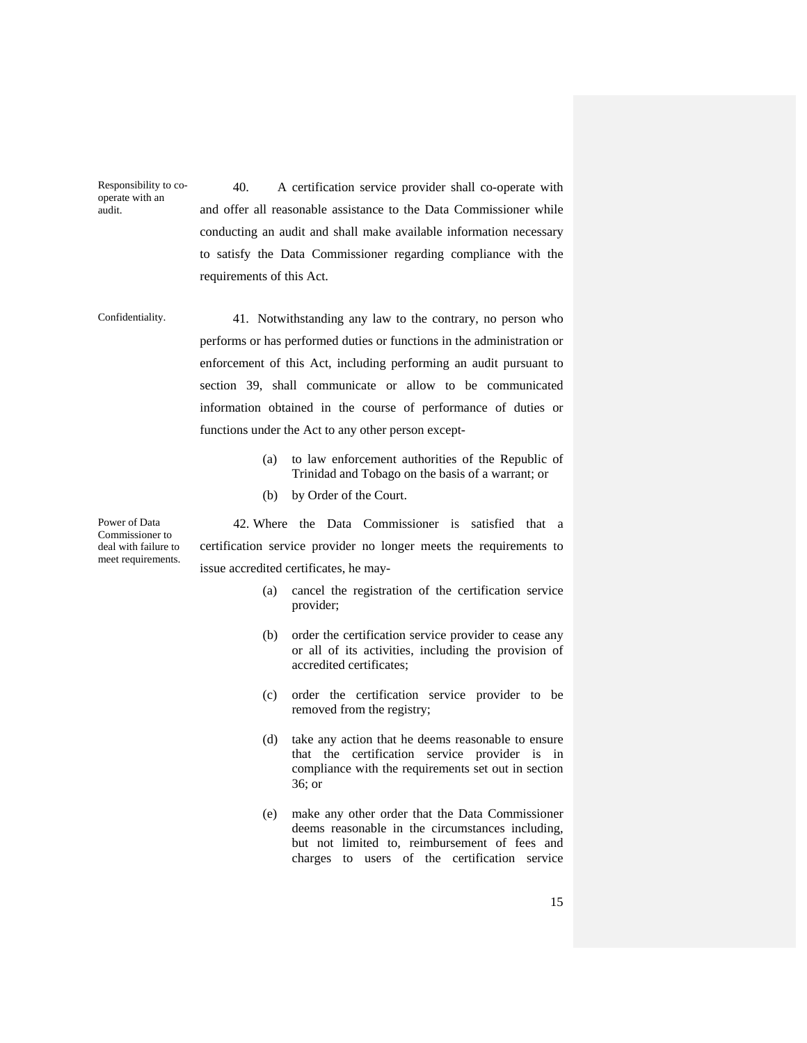Responsibility to co-operate with an audit.

40. A certification service provider shall co-operate with and offer all reasonable assistance to the Data Commissioner while conducting an audit and shall make available information necessary to satisfy the Data Commissioner regarding compliance with the requirements of this Act.

Confidentiality.

41. Notwithstanding any law to the contrary, no person who performs or has performed duties or functions in the administration or enforcement of this Act, including performing an audit pursuant to section 39, shall communicate or allow to be communicated information obtained in the course of performance of duties or functions under the Act to any other person except-

(a) to law enforcement authorities of the Republic of Trinidad and Tobago on the basis of a warrant; or

(b) by Order of the Court.

Power of Data Commissioner to deal with failure to meet requirements.

42. Where the Data Commissioner is satisfied that a certification service provider no longer meets the requirements to issue accredited certificates, he may-

(a) cancel the registration of the certification service provider;

(b) order the certification service provider to cease any or all of its activities, including the provision of accredited certificates;

(c) order the certification service provider to be removed from the registry;

(d) take any action that he deems reasonable to ensure that the certification service provider is in compliance with the requirements set out in section 36; or

(e) make any other order that the Data Commissioner deems reasonable in the circumstances including, but not limited to, reimbursement of fees and charges to users of the certification service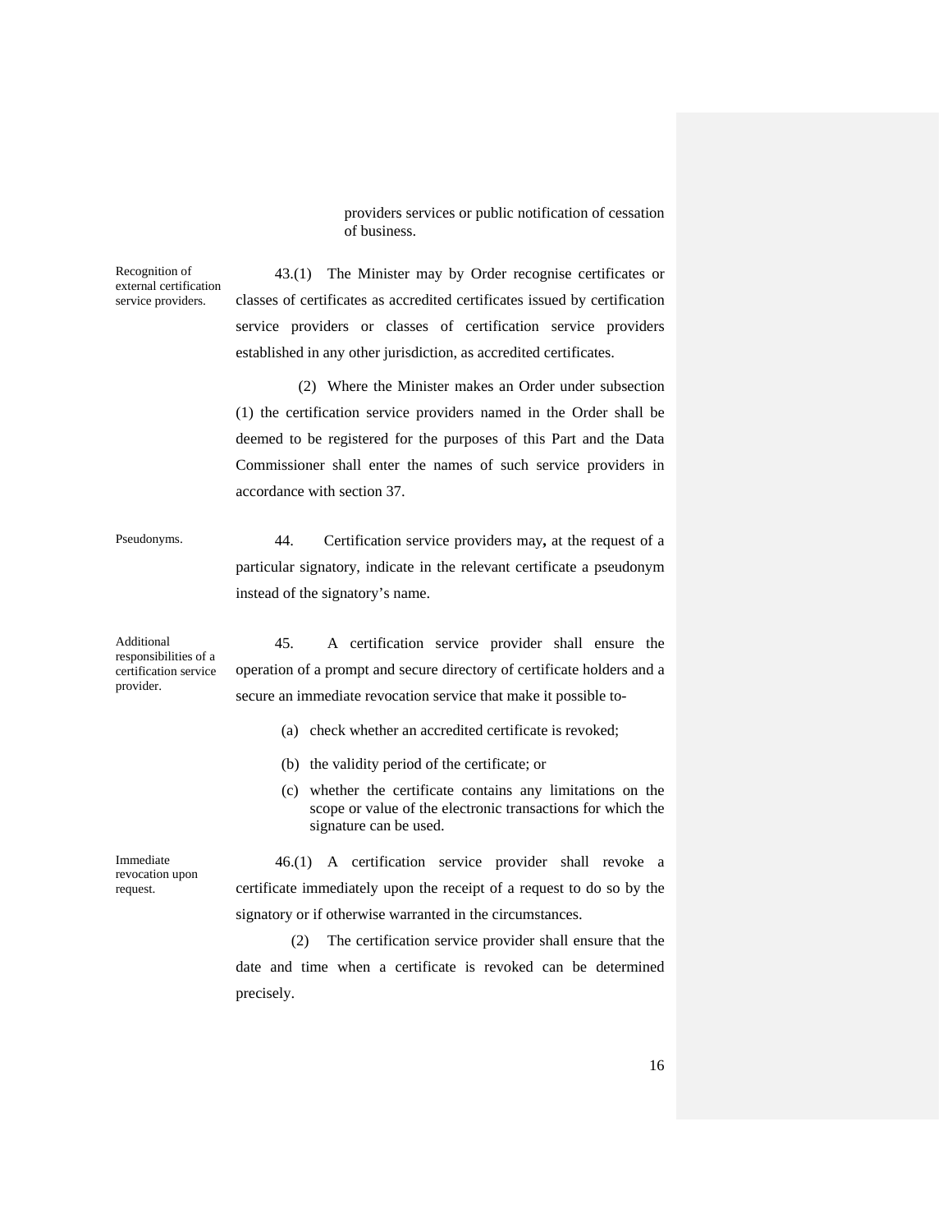providers services or public notification of cessation of business.

Recognition of external certification service providers.

43.(1) The Minister may by Order recognise certificates or classes of certificates as accredited certificates issued by certification service providers or classes of certification service providers established in any other jurisdiction, as accredited certificates.

(2) Where the Minister makes an Order under subsection (1) the certification service providers named in the Order shall be deemed to be registered for the purposes of this Part and the Data Commissioner shall enter the names of such service providers in accordance with section 37.

Pseudonyms.

44. Certification service providers may**,** at the request of a particular signatory, indicate in the relevant certificate a pseudonym instead of the signatory's name.

Additional responsibilities of a certification service provider.

45. A certification service provider shall ensure the operation of a prompt and secure directory of certificate holders and a secure an immediate revocation service that make it possible to-

(a) check whether an accredited certificate is revoked;

(b) the validity period of the certificate; or

(c) whether the certificate contains any limitations on the scope or value of the electronic transactions for which the signature can be used.

Immediate revocation upon request.

46.(1) A certification service provider shall revoke a certificate immediately upon the receipt of a request to do so by the signatory or if otherwise warranted in the circumstances.

(2) The certification service provider shall ensure that the date and time when a certificate is revoked can be determined precisely.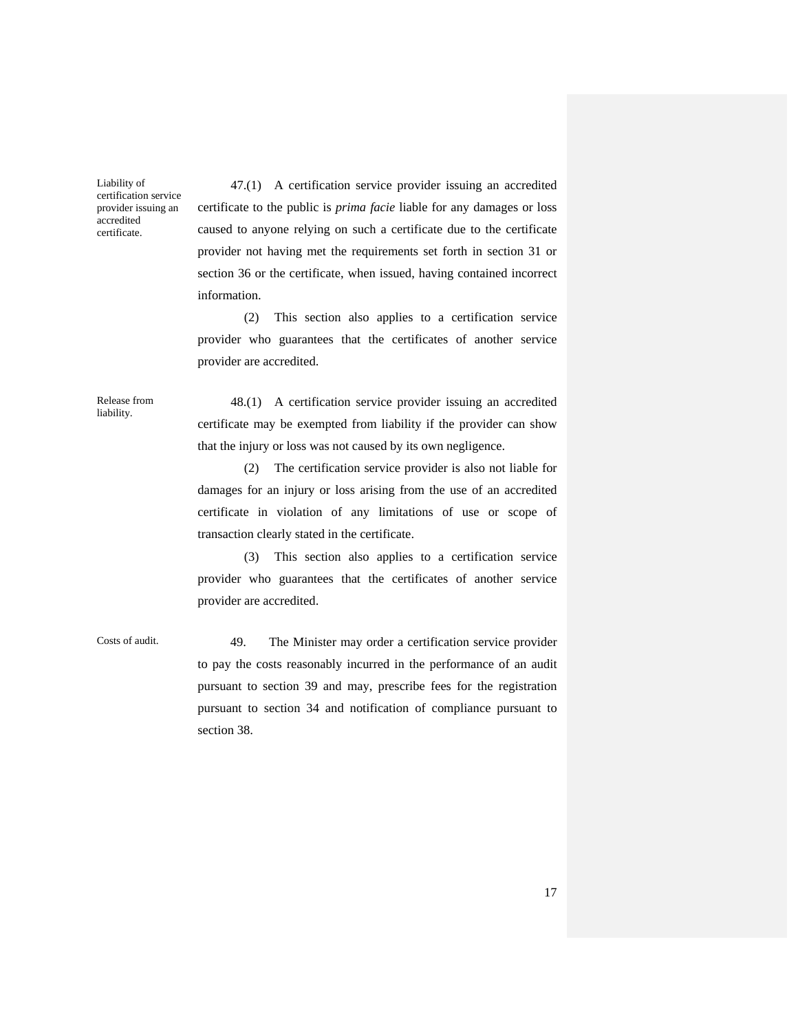Liability of certification service provider issuing an accredited certificate.

47.(1) A certification service provider issuing an accredited certificate to the public is *prima facie* liable for any damages or loss caused to anyone relying on such a certificate due to the certificate provider not having met the requirements set forth in section 31 or section 36 or the certificate, when issued, having contained incorrect information.

(2) This section also applies to a certification service provider who guarantees that the certificates of another service provider are accredited.

Release from liability.

48.(1) A certification service provider issuing an accredited certificate may be exempted from liability if the provider can show that the injury or loss was not caused by its own negligence.

(2) The certification service provider is also not liable for damages for an injury or loss arising from the use of an accredited certificate in violation of any limitations of use or scope of transaction clearly stated in the certificate.

(3) This section also applies to a certification service provider who guarantees that the certificates of another service provider are accredited.

Costs of audit.

49. The Minister may order a certification service provider to pay the costs reasonably incurred in the performance of an audit pursuant to section 39 and may, prescribe fees for the registration pursuant to section 34 and notification of compliance pursuant to section 38.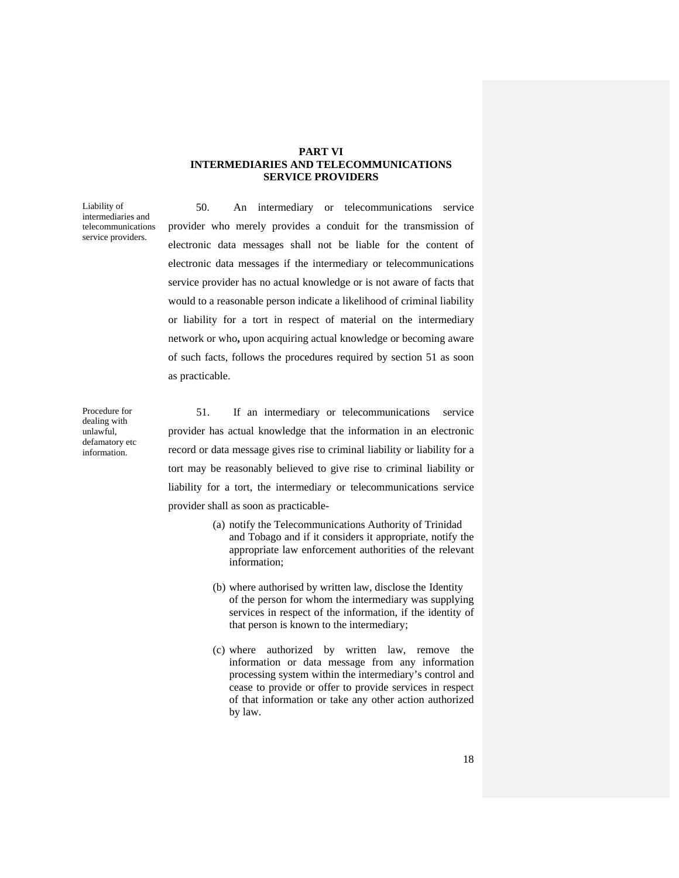## PART VI
## INTERMEDIARIES AND TELECOMMUNICATIONS SERVICE PROVIDERS

Liability of intermediaries and telecommunications service providers.

50. An intermediary or telecommunications service provider who merely provides a conduit for the transmission of electronic data messages shall not be liable for the content of electronic data messages if the intermediary or telecommunications service provider has no actual knowledge or is not aware of facts that would to a reasonable person indicate a likelihood of criminal liability or liability for a tort in respect of material on the intermediary network or who**,** upon acquiring actual knowledge or becoming aware of such facts, follows the procedures required by section 51 as soon as practicable.

Procedure for dealing with unlawful, defamatory etc information.

51. If an intermediary or telecommunications service provider has actual knowledge that the information in an electronic record or data message gives rise to criminal liability or liability for a tort may be reasonably believed to give rise to criminal liability or liability for a tort, the intermediary or telecommunications service provider shall as soon as practicable-

(a) notify the Telecommunications Authority of Trinidad and Tobago and if it considers it appropriate, notify the appropriate law enforcement authorities of the relevant information;

(b) where authorised by written law, disclose the Identity of the person for whom the intermediary was supplying services in respect of the information, if the identity of that person is known to the intermediary;

(c) where authorized by written law, remove the information or data message from any information processing system within the intermediary's control and cease to provide or offer to provide services in respect of that information or take any other action authorized by law.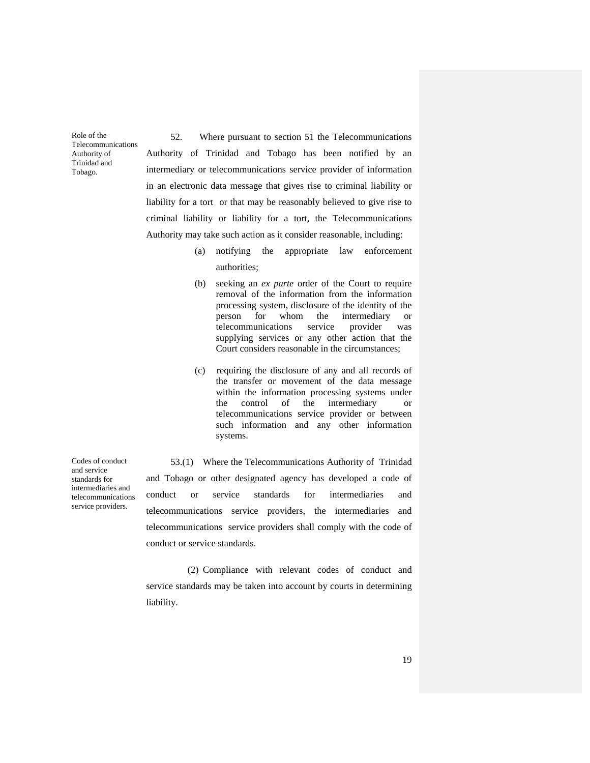**Role of the Telecommunications Authority of Trinidad and Tobago.**

52. Where pursuant to section 51 the Telecommunications Authority of Trinidad and Tobago has been notified by an intermediary or telecommunications service provider of information in an electronic data message that gives rise to criminal liability or liability for a tort or that may be reasonably believed to give rise to criminal liability or liability for a tort, the Telecommunications Authority may take such action as it consider reasonable, including:

(a) notifying the appropriate law enforcement authorities;

(b) seeking an *ex parte* order of the Court to require removal of the information from the information processing system, disclosure of the identity of the person for whom the intermediary or telecommunications service provider was supplying services or any other action that the Court considers reasonable in the circumstances;

(c) requiring the disclosure of any and all records of the transfer or movement of the data message within the information processing systems under the control of the intermediary or telecommunications service provider or between such information and any other information systems.

**Codes of conduct and service standards for intermediaries and telecommunications service providers.**

53.(1) Where the Telecommunications Authority of Trinidad and Tobago or other designated agency has developed a code of conduct or service standards for intermediaries and telecommunications service providers, the intermediaries and telecommunications service providers shall comply with the code of conduct or service standards.

(2) Compliance with relevant codes of conduct and service standards may be taken into account by courts in determining liability.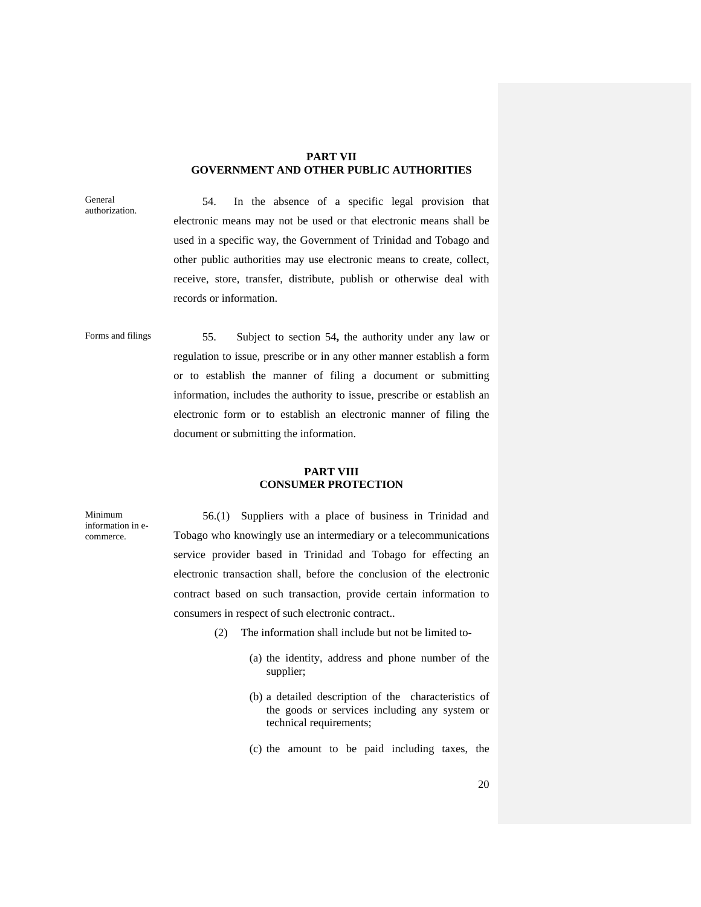## PART VII
## GOVERNMENT AND OTHER PUBLIC AUTHORITIES

General authorization.

54. In the absence of a specific legal provision that electronic means may not be used or that electronic means shall be used in a specific way, the Government of Trinidad and Tobago and other public authorities may use electronic means to create, collect, receive, store, transfer, distribute, publish or otherwise deal with records or information.

Forms and filings

55. Subject to section 54**,** the authority under any law or regulation to issue, prescribe or in any other manner establish a form or to establish the manner of filing a document or submitting information, includes the authority to issue, prescribe or establish an electronic form or to establish an electronic manner of filing the document or submitting the information.

## PART VIII
## CONSUMER PROTECTION

Minimum information in e-commerce.

56.(1) Suppliers with a place of business in Trinidad and Tobago who knowingly use an intermediary or a telecommunications service provider based in Trinidad and Tobago for effecting an electronic transaction shall, before the conclusion of the electronic contract based on such transaction, provide certain information to consumers in respect of such electronic contract..

(2) The information shall include but not be limited to-

(a) the identity, address and phone number of the supplier;

(b) a detailed description of the characteristics of the goods or services including any system or technical requirements;

(c) the amount to be paid including taxes, the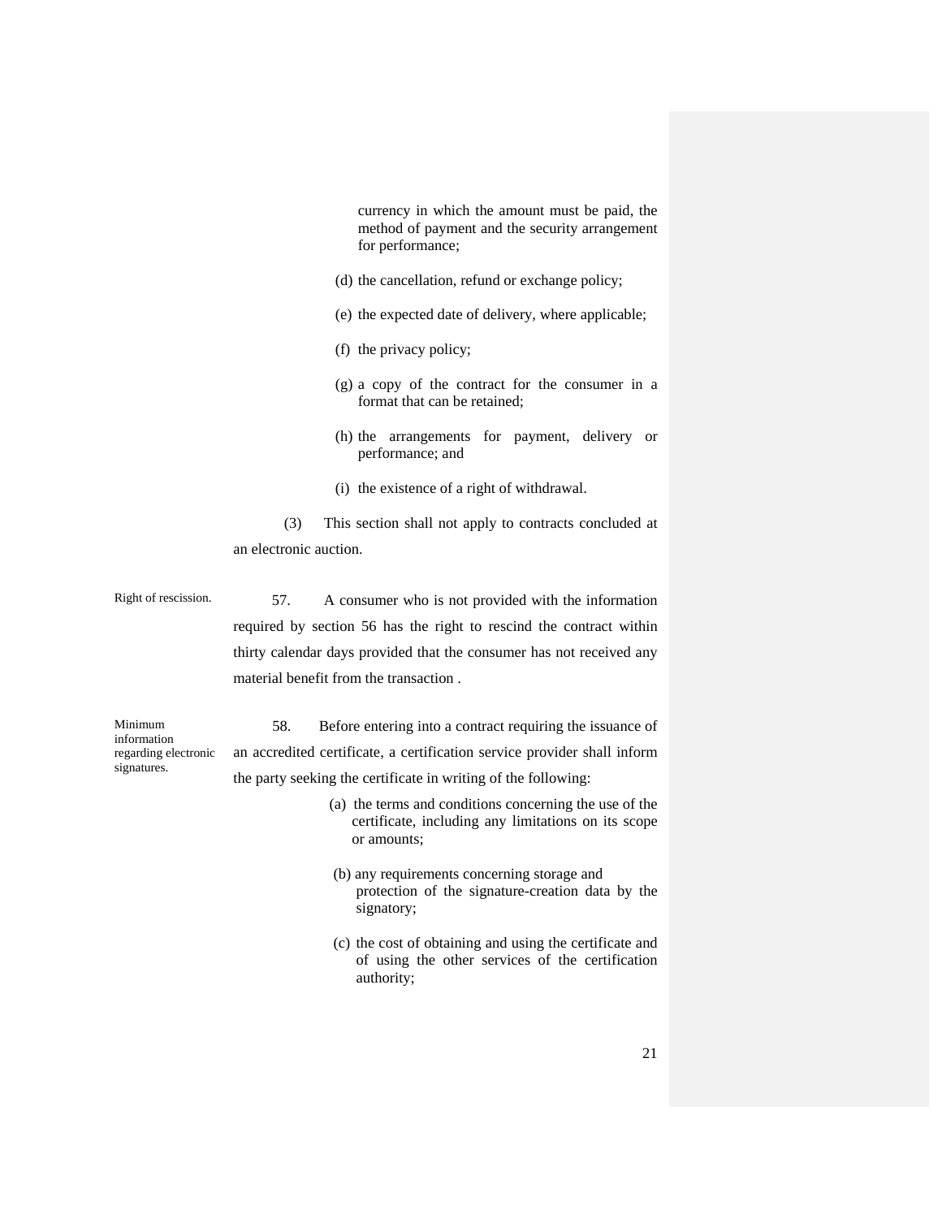currency in which the amount must be paid, the method of payment and the security arrangement for performance;

(d) the cancellation, refund or exchange policy;

(e) the expected date of delivery, where applicable;

(f) the privacy policy;

(g) a copy of the contract for the consumer in a format that can be retained;

(h) the arrangements for payment, delivery or performance; and

(i) the existence of a right of withdrawal.

(3) This section shall not apply to contracts concluded at an electronic auction.

Right of rescission.

57. A consumer who is not provided with the information required by section 56 has the right to rescind the contract within thirty calendar days provided that the consumer has not received any material benefit from the transaction .

Minimum information regarding electronic signatures.

58. Before entering into a contract requiring the issuance of an accredited certificate, a certification service provider shall inform the party seeking the certificate in writing of the following:

(a) the terms and conditions concerning the use of the certificate, including any limitations on its scope or amounts;

(b) any requirements concerning storage and protection of the signature-creation data by the signatory;

(c) the cost of obtaining and using the certificate and of using the other services of the certification authority;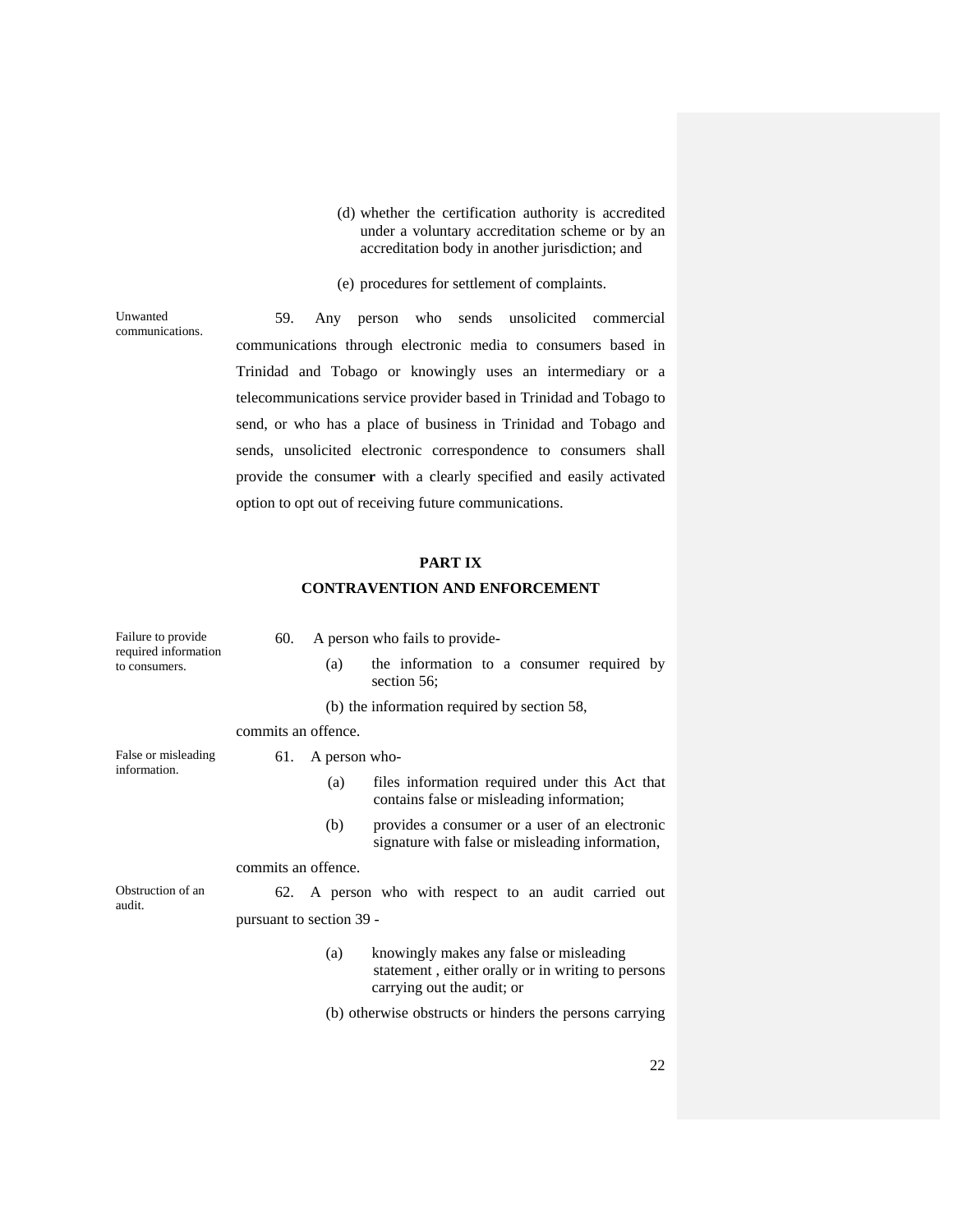(d) whether the certification authority is accredited under a voluntary accreditation scheme or by an accreditation body in another jurisdiction; and

(e) procedures for settlement of complaints.

Unwanted communications.

59. Any person who sends unsolicited commercial communications through electronic media to consumers based in Trinidad and Tobago or knowingly uses an intermediary or a telecommunications service provider based in Trinidad and Tobago to send, or who has a place of business in Trinidad and Tobago and sends, unsolicited electronic correspondence to consumers shall provide the consume**r** with a clearly specified and easily activated option to opt out of receiving future communications.

## PART IX

## CONTRAVENTION AND ENFORCEMENT

Failure to provide required information to consumers.

60. A person who fails to provide-

(a) the information to a consumer required by section 56;

(b) the information required by section 58,

commits an offence.

False or misleading information.

61. A person who-

(a) files information required under this Act that contains false or misleading information;

(b) provides a consumer or a user of an electronic signature with false or misleading information,

commits an offence.

Obstruction of an audit.

62. A person who with respect to an audit carried out pursuant to section 39 -

(a) knowingly makes any false or misleading statement , either orally or in writing to persons carrying out the audit; or

(b) otherwise obstructs or hinders the persons carrying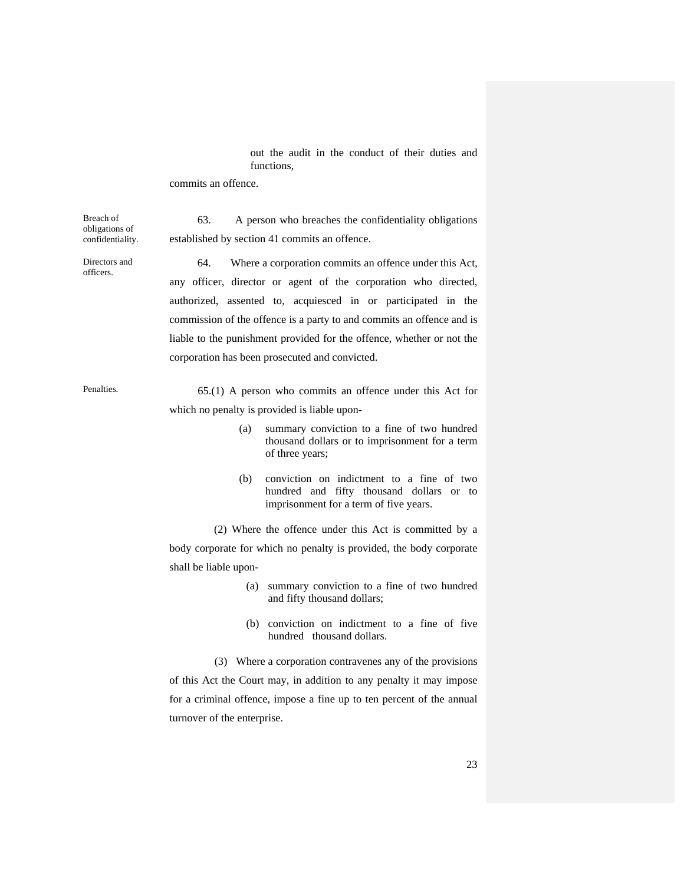out the audit in the conduct of their duties and functions,

commits an offence.

Breach of obligations of confidentiality.

63. A person who breaches the confidentiality obligations established by section 41 commits an offence.

Directors and officers.

64. Where a corporation commits an offence under this Act, any officer, director or agent of the corporation who directed, authorized, assented to, acquiesced in or participated in the commission of the offence is a party to and commits an offence and is liable to the punishment provided for the offence, whether or not the corporation has been prosecuted and convicted.

Penalties.

65.(1) A person who commits an offence under this Act for which no penalty is provided is liable upon-

(a) summary conviction to a fine of two hundred thousand dollars or to imprisonment for a term of three years;

(b) conviction on indictment to a fine of two hundred and fifty thousand dollars or to imprisonment for a term of five years.

(2) Where the offence under this Act is committed by a body corporate for which no penalty is provided, the body corporate shall be liable upon-

(a) summary conviction to a fine of two hundred and fifty thousand dollars;

(b) conviction on indictment to a fine of five hundred thousand dollars.

(3) Where a corporation contravenes any of the provisions of this Act the Court may, in addition to any penalty it may impose for a criminal offence, impose a fine up to ten percent of the annual turnover of the enterprise.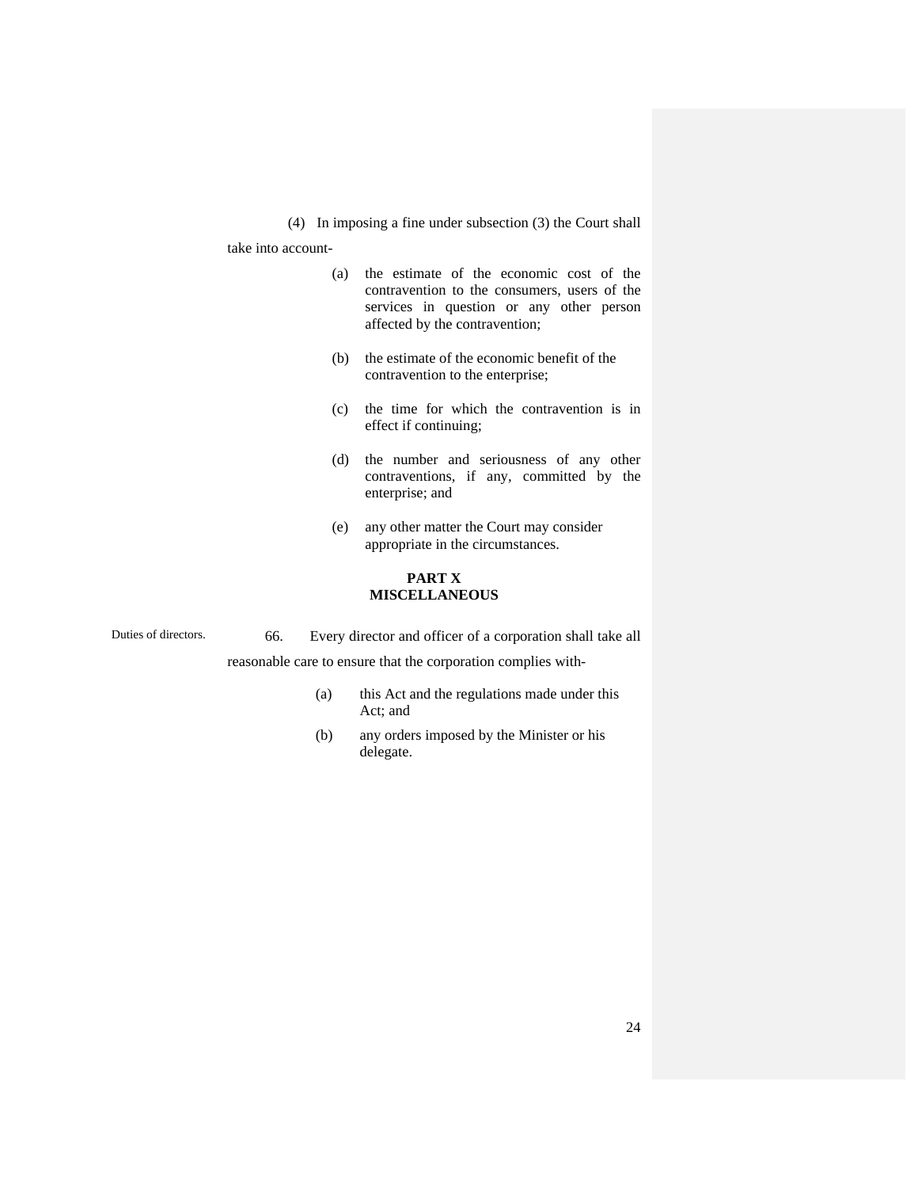(4) In imposing a fine under subsection (3) the Court shall take into account-

(a) the estimate of the economic cost of the contravention to the consumers, users of the services in question or any other person affected by the contravention;

(b) the estimate of the economic benefit of the contravention to the enterprise;

(c) the time for which the contravention is in effect if continuing;

(d) the number and seriousness of any other contraventions, if any, committed by the enterprise; and

(e) any other matter the Court may consider appropriate in the circumstances.

## PART X
## MISCELLANEOUS

Duties of directors.

66. Every director and officer of a corporation shall take all reasonable care to ensure that the corporation complies with-

(a) this Act and the regulations made under this Act; and

(b) any orders imposed by the Minister or his delegate.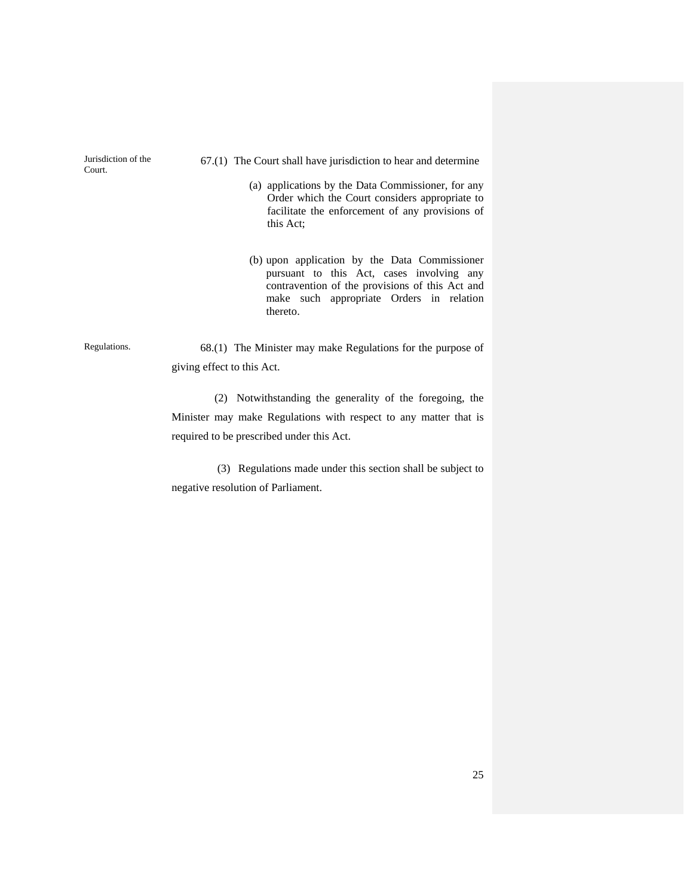Jurisdiction of the Court.

67.(1) The Court shall have jurisdiction to hear and determine

(a) applications by the Data Commissioner, for any Order which the Court considers appropriate to facilitate the enforcement of any provisions of this Act;

(b) upon application by the Data Commissioner pursuant to this Act, cases involving any contravention of the provisions of this Act and make such appropriate Orders in relation thereto.

Regulations.

68.(1) The Minister may make Regulations for the purpose of giving effect to this Act.

(2) Notwithstanding the generality of the foregoing, the Minister may make Regulations with respect to any matter that is required to be prescribed under this Act.

(3) Regulations made under this section shall be subject to negative resolution of Parliament.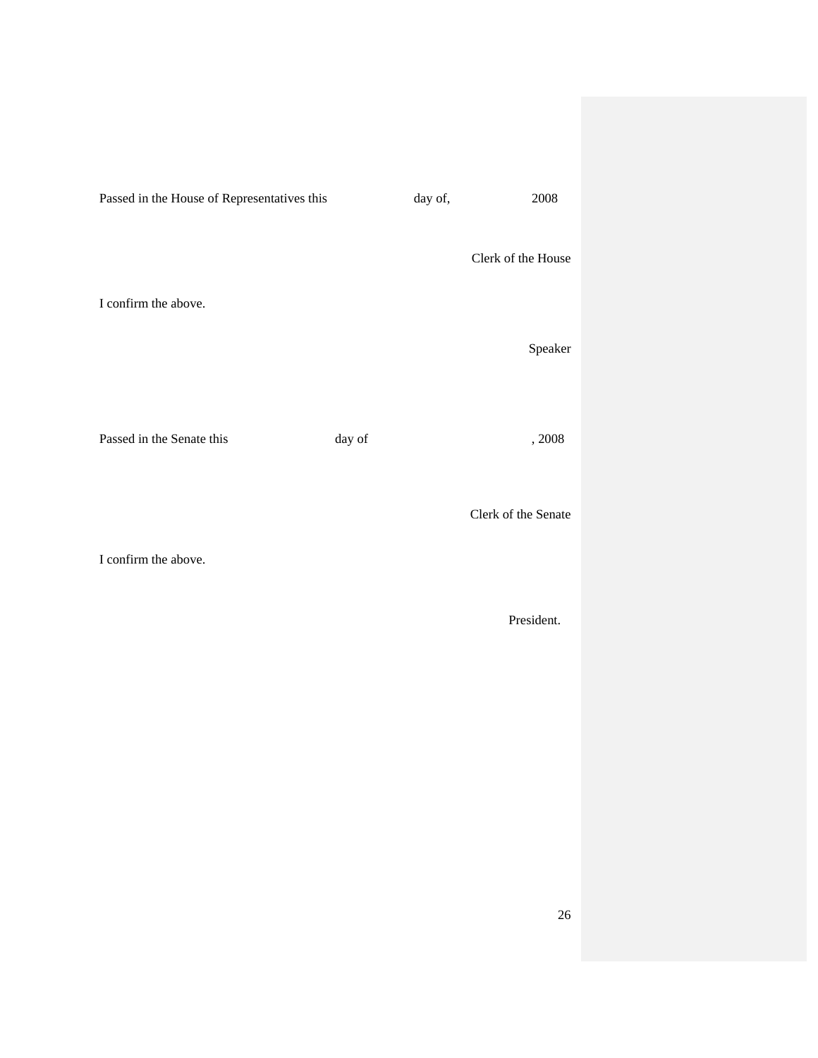Passed in the House of Representatives this day of, 2008

Clerk of the House

I confirm the above.

Speaker

Passed in the Senate this day of , 2008

Clerk of the Senate

I confirm the above.

President.